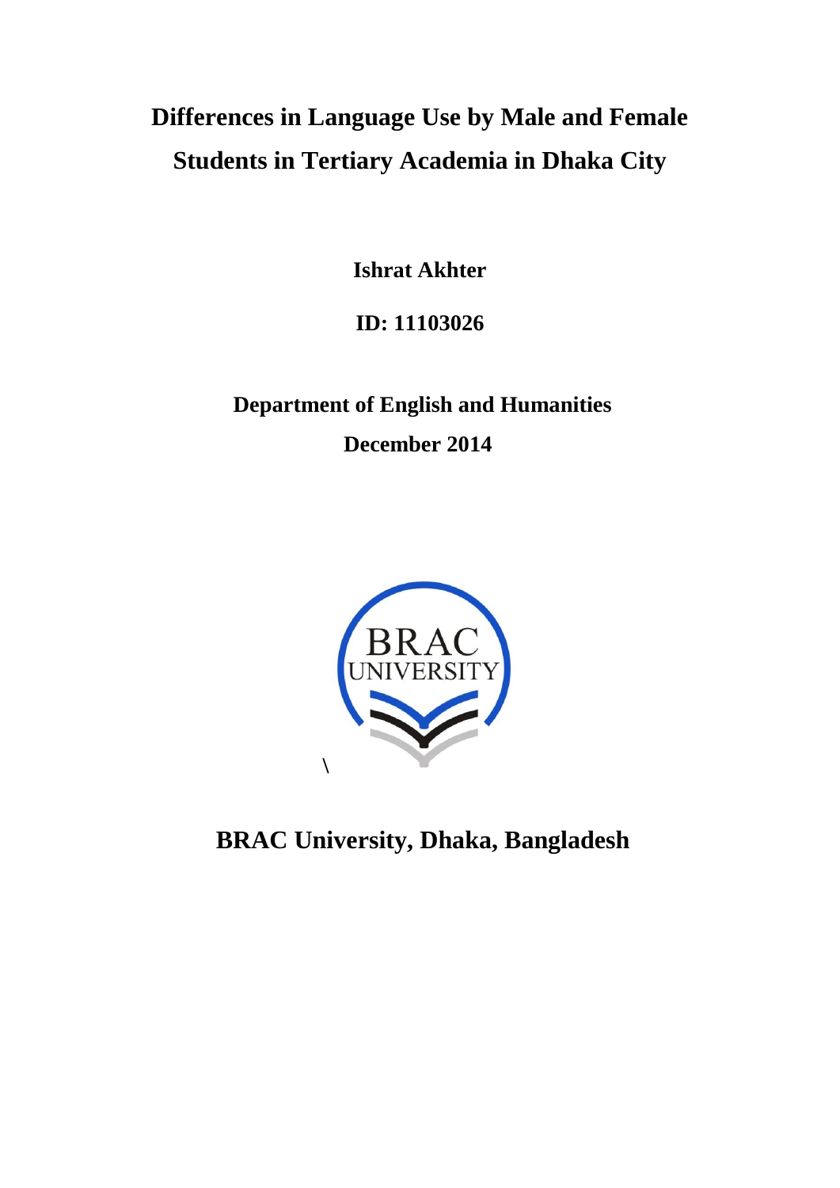# Differences in Language Use by Male and Female Students in Tertiary Academia in Dhaka City

**Ishrat Akhter**

**ID: 11103026**

**Department of English and Humanities**

**December 2014**

\

**BRAC University, Dhaka, Bangladesh**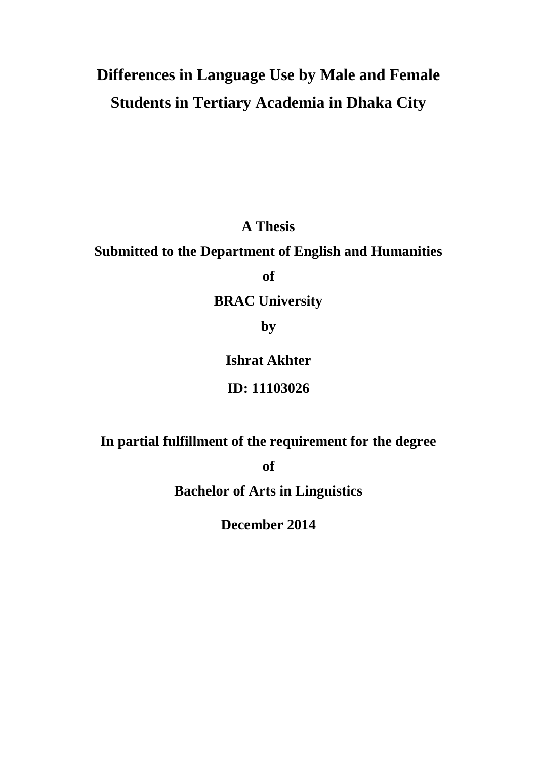# Differences in Language Use by Male and Female Students in Tertiary Academia in Dhaka City

**A Thesis**

**Submitted to the Department of English and Humanities**

**of**

**BRAC University**

**by**

**Ishrat Akhter**

**ID: 11103026**

**In partial fulfillment of the requirement for the degree**

**of**

**Bachelor of Arts in Linguistics**

**December 2014**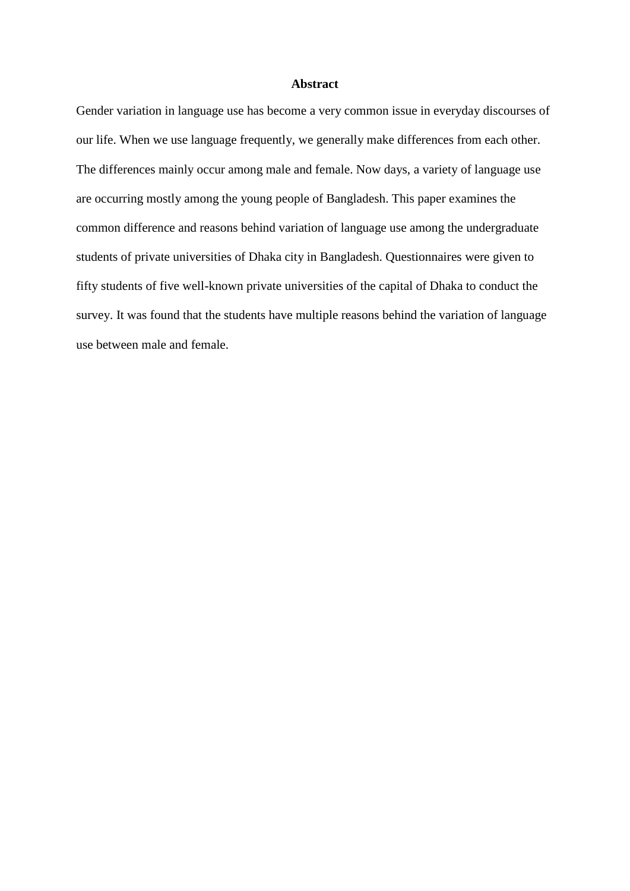## Abstract

Gender variation in language use has become a very common issue in everyday discourses of our life. When we use language frequently, we generally make differences from each other. The differences mainly occur among male and female. Now days, a variety of language use are occurring mostly among the young people of Bangladesh. This paper examines the common difference and reasons behind variation of language use among the undergraduate students of private universities of Dhaka city in Bangladesh. Questionnaires were given to fifty students of five well-known private universities of the capital of Dhaka to conduct the survey. It was found that the students have multiple reasons behind the variation of language use between male and female.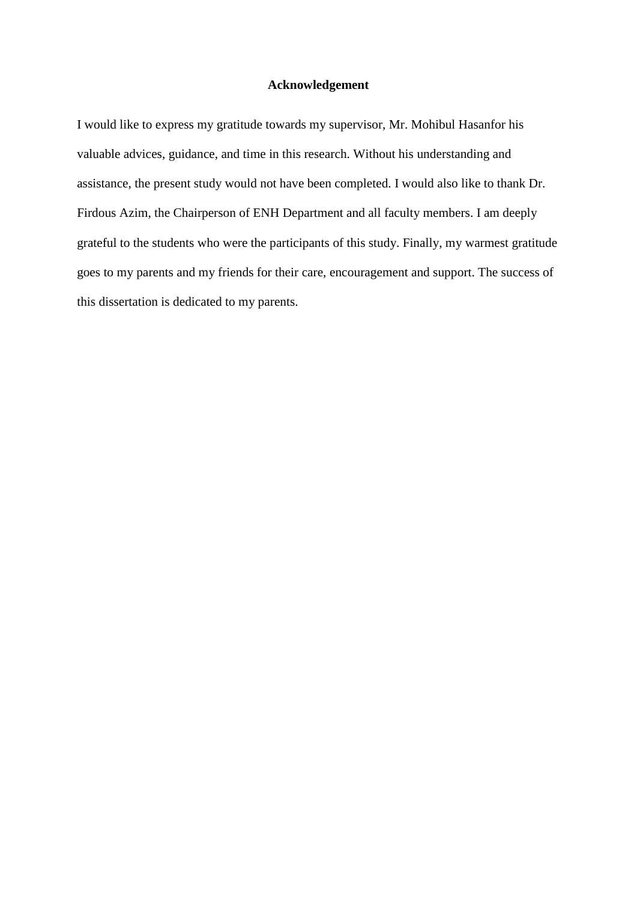# Acknowledgement

I would like to express my gratitude towards my supervisor, Mr. Mohibul Hasanfor his valuable advices, guidance, and time in this research. Without his understanding and assistance, the present study would not have been completed. I would also like to thank Dr. Firdous Azim, the Chairperson of ENH Department and all faculty members. I am deeply grateful to the students who were the participants of this study. Finally, my warmest gratitude goes to my parents and my friends for their care, encouragement and support. The success of this dissertation is dedicated to my parents.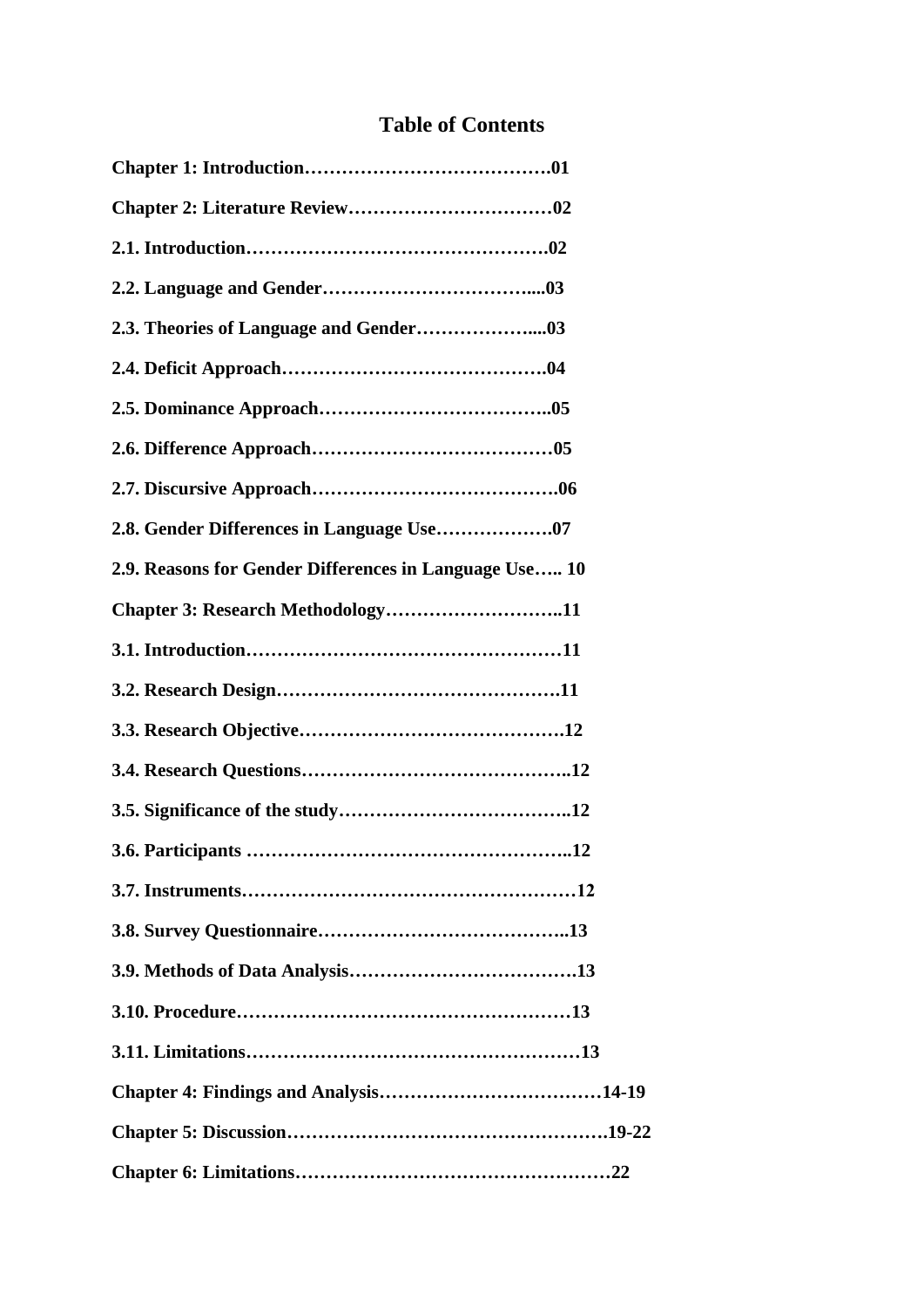# Table of Contents

**Chapter 1: Introduction………………………………….01**

**Chapter 2: Literature Review……………………………02**

**2.1. Introduction………………………………………….02**

**2.2. Language and Gender…………………………….....03**

**2.3. Theories of Language and Gender………………....03**

**2.4. Deficit Approach…………………………………….04**

**2.5. Dominance Approach………………………………..05**

**2.6. Difference Approach…………………………………05**

**2.7. Discursive Approach………………………………….06**

**2.8. Gender Differences in Language Use……………….07**

**2.9. Reasons for Gender Differences in Language Use….. 10**

**Chapter 3: Research Methodology………………………..11**

**3.1. Introduction……………………………………………11**

**3.2. Research Design……………………………………….11**

**3.3. Research Objective…………………………………….12**

**3.4. Research Questions……………………………………..12**

**3.5. Significance of the study………………………………..12**

**3.6. Participants …………………………………………...12**

**3.7. Instruments………………………………………………12**

**3.8. Survey Questionnaire…………………………………..13**

**3.9. Methods of Data Analysis……………………………….13**

**3.10. Procedure………………………………………………13**

**3.11. Limitations………………………………………………13**

**Chapter 4: Findings and Analysis………………………………14-19**

**Chapter 5: Discussion…………………………………………….19-22**

**Chapter 6: Limitations……………………………………………22**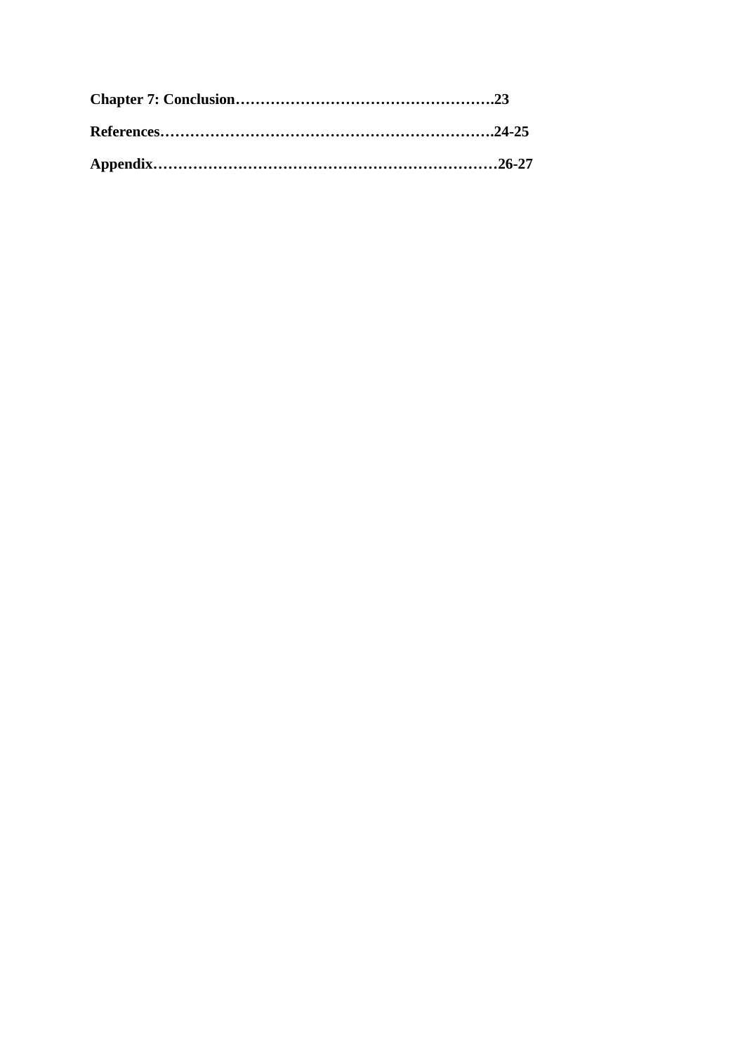**Chapter 7: Conclusion…………………………………………….23**

**References………………………………………………………….24-25**

**Appendix……………………………………………………………26-27**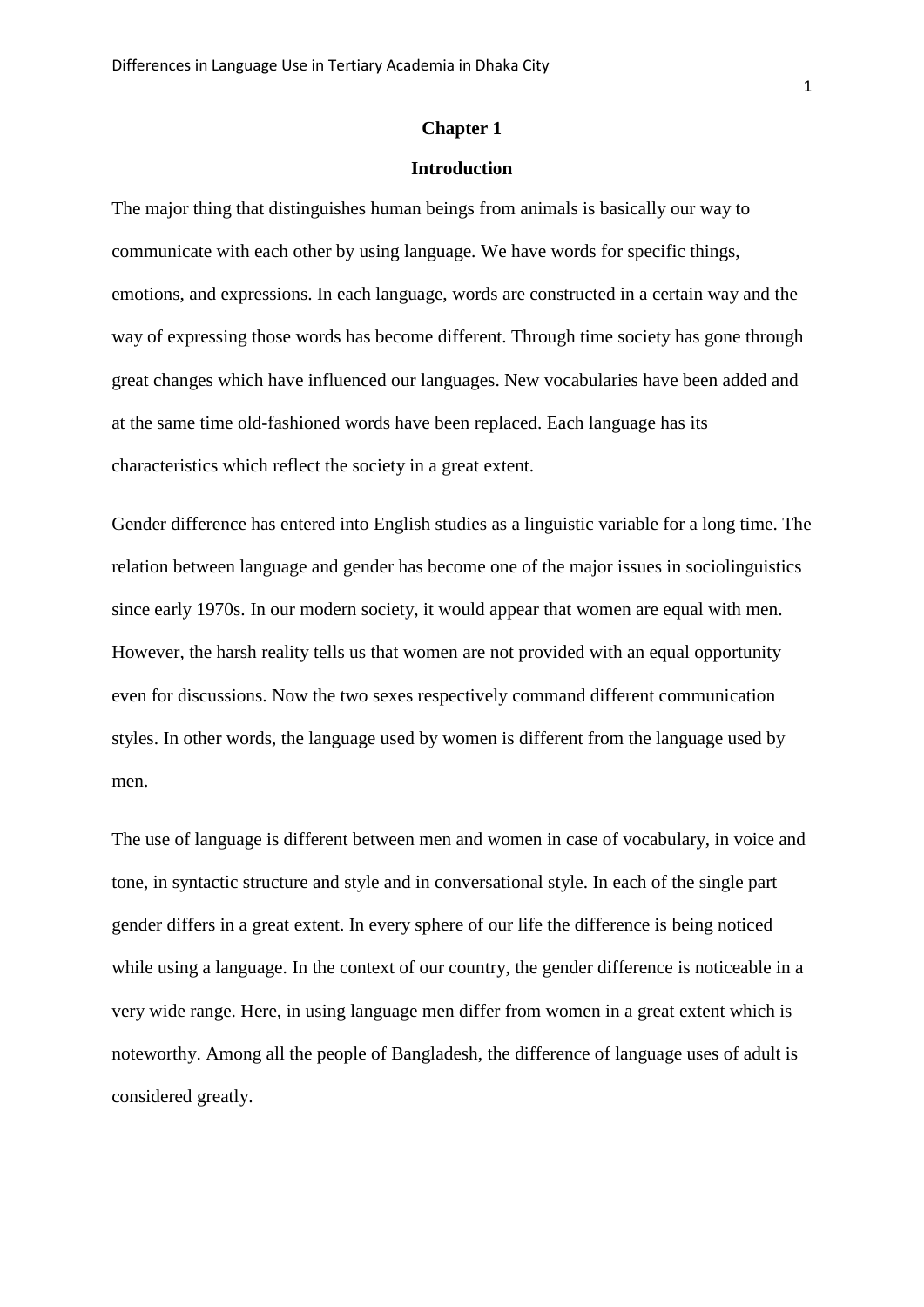# Chapter 1

## Introduction

The major thing that distinguishes human beings from animals is basically our way to communicate with each other by using language. We have words for specific things, emotions, and expressions. In each language, words are constructed in a certain way and the way of expressing those words has become different. Through time society has gone through great changes which have influenced our languages. New vocabularies have been added and at the same time old-fashioned words have been replaced. Each language has its characteristics which reflect the society in a great extent.

Gender difference has entered into English studies as a linguistic variable for a long time. The relation between language and gender has become one of the major issues in sociolinguistics since early 1970s. In our modern society, it would appear that women are equal with men. However, the harsh reality tells us that women are not provided with an equal opportunity even for discussions. Now the two sexes respectively command different communication styles. In other words, the language used by women is different from the language used by men.

The use of language is different between men and women in case of vocabulary, in voice and tone, in syntactic structure and style and in conversational style. In each of the single part gender differs in a great extent. In every sphere of our life the difference is being noticed while using a language. In the context of our country, the gender difference is noticeable in a very wide range. Here, in using language men differ from women in a great extent which is noteworthy. Among all the people of Bangladesh, the difference of language uses of adult is considered greatly.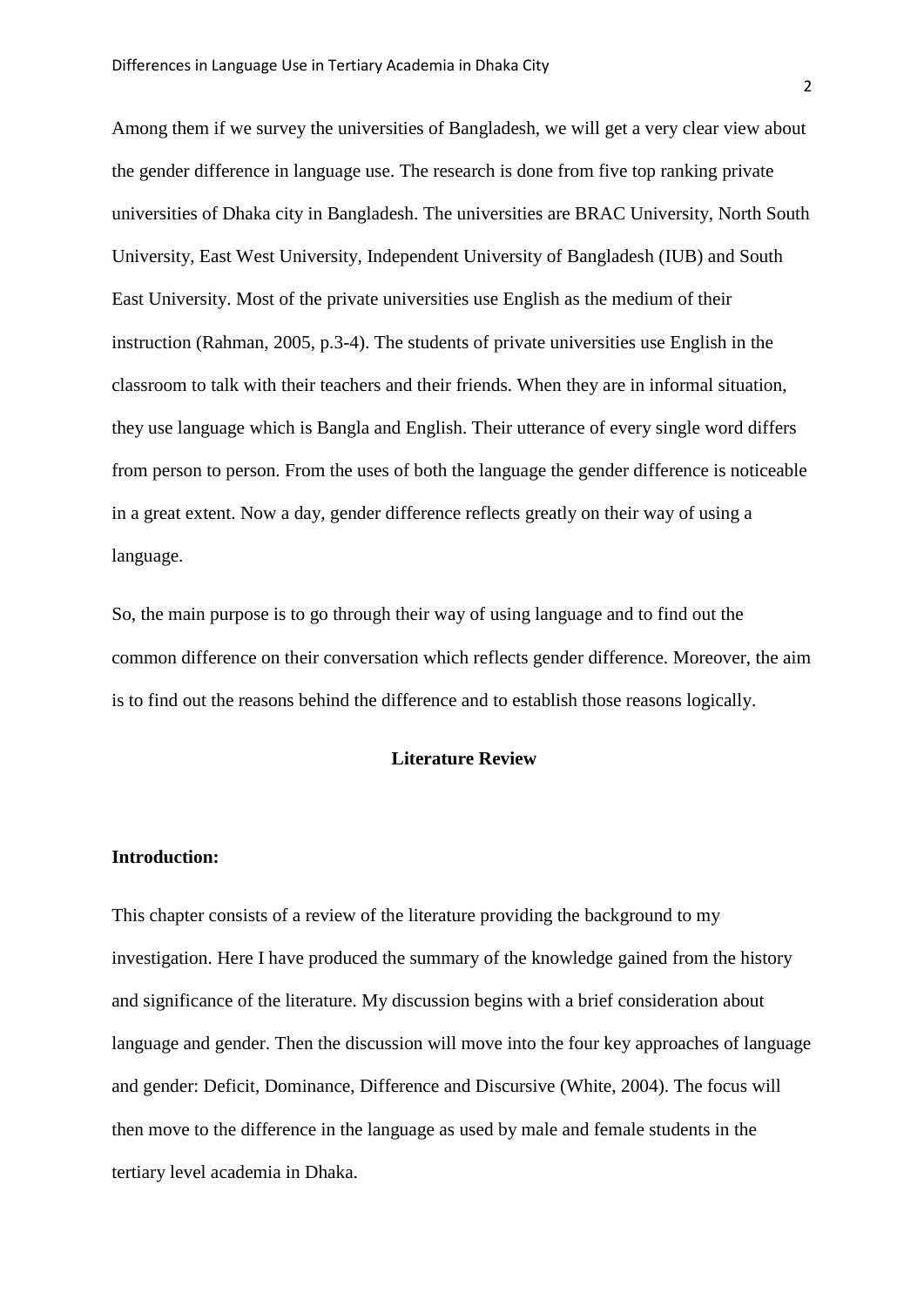Among them if we survey the universities of Bangladesh, we will get a very clear view about the gender difference in language use. The research is done from five top ranking private universities of Dhaka city in Bangladesh. The universities are BRAC University, North South University, East West University, Independent University of Bangladesh (IUB) and South East University. Most of the private universities use English as the medium of their instruction (Rahman, 2005, p.3-4). The students of private universities use English in the classroom to talk with their teachers and their friends. When they are in informal situation, they use language which is Bangla and English. Their utterance of every single word differs from person to person. From the uses of both the language the gender difference is noticeable in a great extent. Now a day, gender difference reflects greatly on their way of using a language.

So, the main purpose is to go through their way of using language and to find out the common difference on their conversation which reflects gender difference. Moreover, the aim is to find out the reasons behind the difference and to establish those reasons logically.

## Literature Review

### Introduction:

This chapter consists of a review of the literature providing the background to my investigation. Here I have produced the summary of the knowledge gained from the history and significance of the literature. My discussion begins with a brief consideration about language and gender. Then the discussion will move into the four key approaches of language and gender: Deficit, Dominance, Difference and Discursive (White, 2004). The focus will then move to the difference in the language as used by male and female students in the tertiary level academia in Dhaka.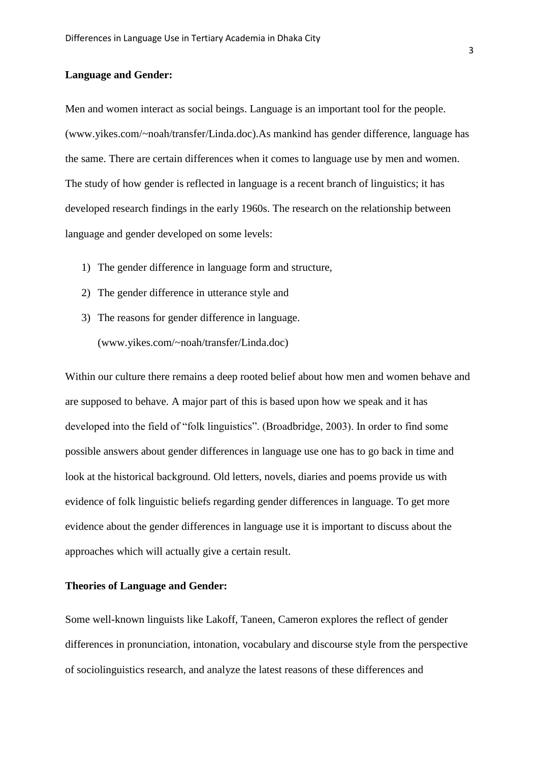**Language and Gender:**

Men and women interact as social beings. Language is an important tool for the people. (www.yikes.com/~noah/transfer/Linda.doc).As mankind has gender difference, language has the same. There are certain differences when it comes to language use by men and women. The study of how gender is reflected in language is a recent branch of linguistics; it has developed research findings in the early 1960s. The research on the relationship between language and gender developed on some levels:

1) The gender difference in language form and structure,
2) The gender difference in utterance style and
3) The reasons for gender difference in language. (www.yikes.com/~noah/transfer/Linda.doc)

Within our culture there remains a deep rooted belief about how men and women behave and are supposed to behave. A major part of this is based upon how we speak and it has developed into the field of "folk linguistics". (Broadbridge, 2003). In order to find some possible answers about gender differences in language use one has to go back in time and look at the historical background. Old letters, novels, diaries and poems provide us with evidence of folk linguistic beliefs regarding gender differences in language. To get more evidence about the gender differences in language use it is important to discuss about the approaches which will actually give a certain result.

**Theories of Language and Gender:**

Some well-known linguists like Lakoff, Taneen, Cameron explores the reflect of gender differences in pronunciation, intonation, vocabulary and discourse style from the perspective of sociolinguistics research, and analyze the latest reasons of these differences and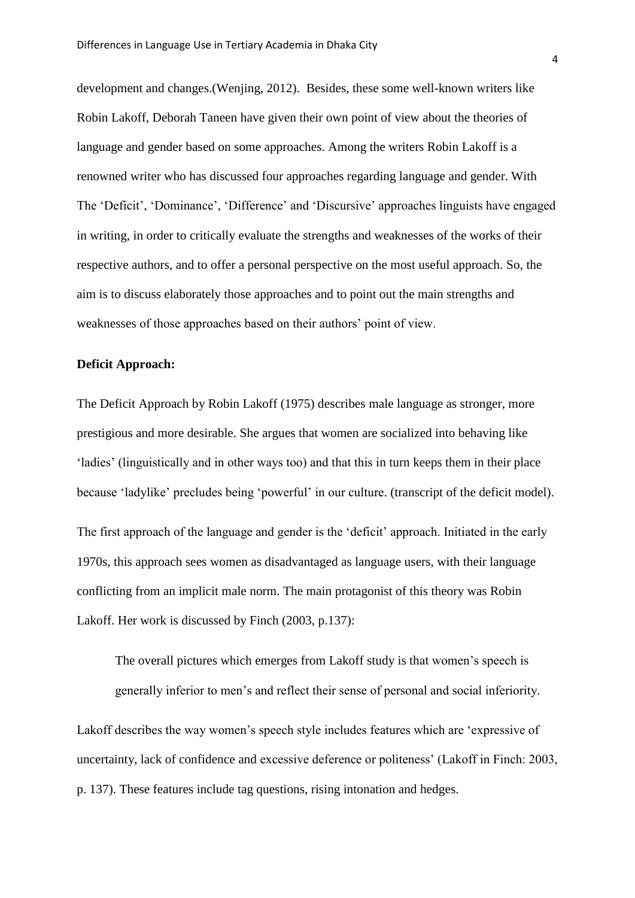development and changes.(Wenjing, 2012). Besides, these some well-known writers like Robin Lakoff, Deborah Taneen have given their own point of view about the theories of language and gender based on some approaches. Among the writers Robin Lakoff is a renowned writer who has discussed four approaches regarding language and gender. With The 'Deficit', 'Dominance', 'Difference' and 'Discursive' approaches linguists have engaged in writing, in order to critically evaluate the strengths and weaknesses of the works of their respective authors, and to offer a personal perspective on the most useful approach. So, the aim is to discuss elaborately those approaches and to point out the main strengths and weaknesses of those approaches based on their authors' point of view.

**Deficit Approach:**

The Deficit Approach by Robin Lakoff (1975) describes male language as stronger, more prestigious and more desirable. She argues that women are socialized into behaving like 'ladies' (linguistically and in other ways too) and that this in turn keeps them in their place because 'ladylike' precludes being 'powerful' in our culture. (transcript of the deficit model).

The first approach of the language and gender is the 'deficit' approach. Initiated in the early 1970s, this approach sees women as disadvantaged as language users, with their language conflicting from an implicit male norm. The main protagonist of this theory was Robin Lakoff. Her work is discussed by Finch (2003, p.137):

> The overall pictures which emerges from Lakoff study is that women's speech is generally inferior to men's and reflect their sense of personal and social inferiority.

Lakoff describes the way women's speech style includes features which are 'expressive of uncertainty, lack of confidence and excessive deference or politeness' (Lakoff in Finch: 2003, p. 137). These features include tag questions, rising intonation and hedges.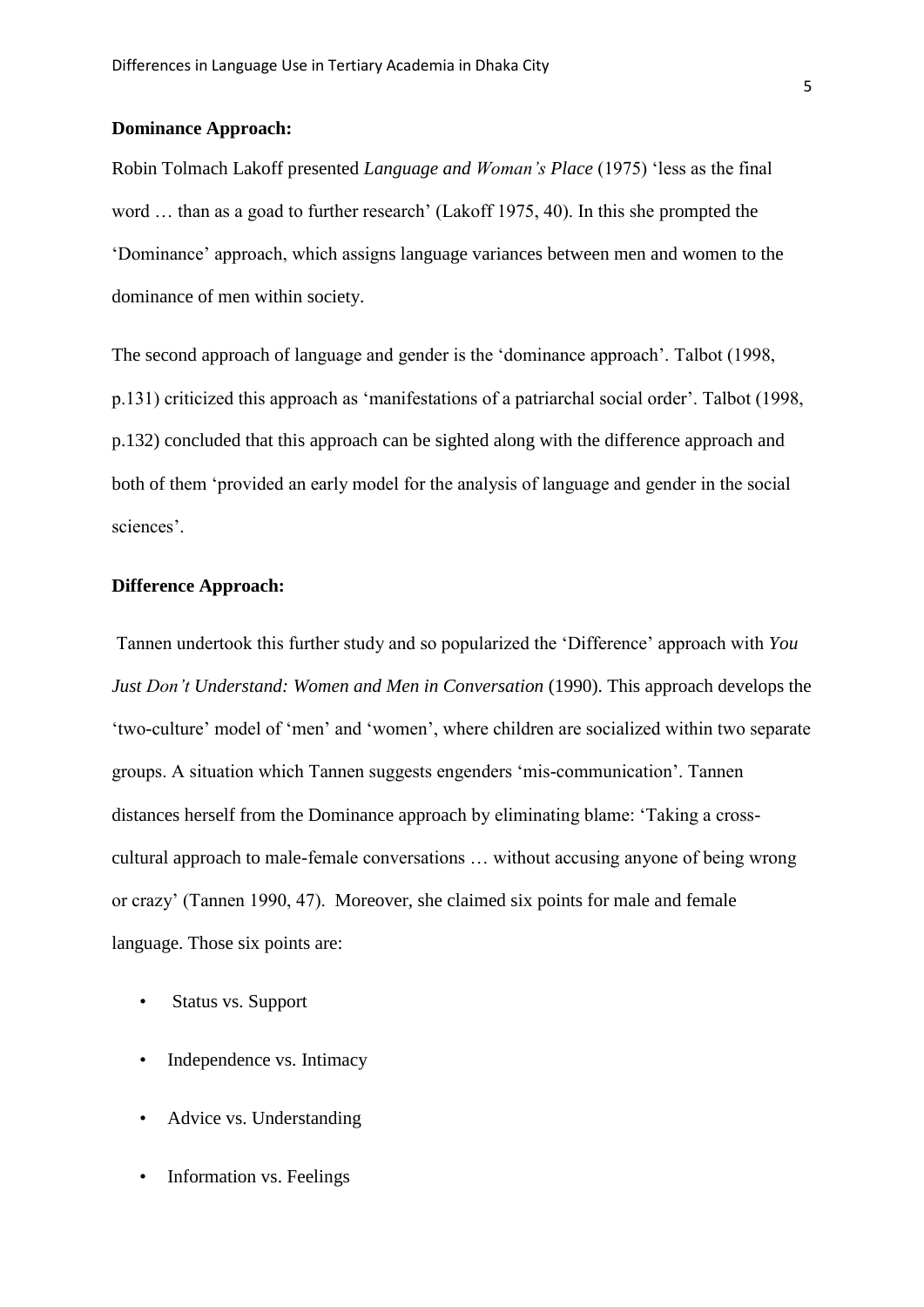**Dominance Approach:**

Robin Tolmach Lakoff presented *Language and Woman's Place* (1975) 'less as the final word … than as a goad to further research' (Lakoff 1975, 40). In this she prompted the 'Dominance' approach, which assigns language variances between men and women to the dominance of men within society.

The second approach of language and gender is the 'dominance approach'. Talbot (1998, p.131) criticized this approach as 'manifestations of a patriarchal social order'. Talbot (1998, p.132) concluded that this approach can be sighted along with the difference approach and both of them 'provided an early model for the analysis of language and gender in the social sciences'.

**Difference Approach:**

Tannen undertook this further study and so popularized the 'Difference' approach with *You Just Don't Understand: Women and Men in Conversation* (1990). This approach develops the 'two-culture' model of 'men' and 'women', where children are socialized within two separate groups. A situation which Tannen suggests engenders 'mis-communication'. Tannen distances herself from the Dominance approach by eliminating blame: 'Taking a cross-cultural approach to male-female conversations … without accusing anyone of being wrong or crazy' (Tannen 1990, 47). Moreover, she claimed six points for male and female language. Those six points are:

- Status vs. Support
- Independence vs. Intimacy
- Advice vs. Understanding
- Information vs. Feelings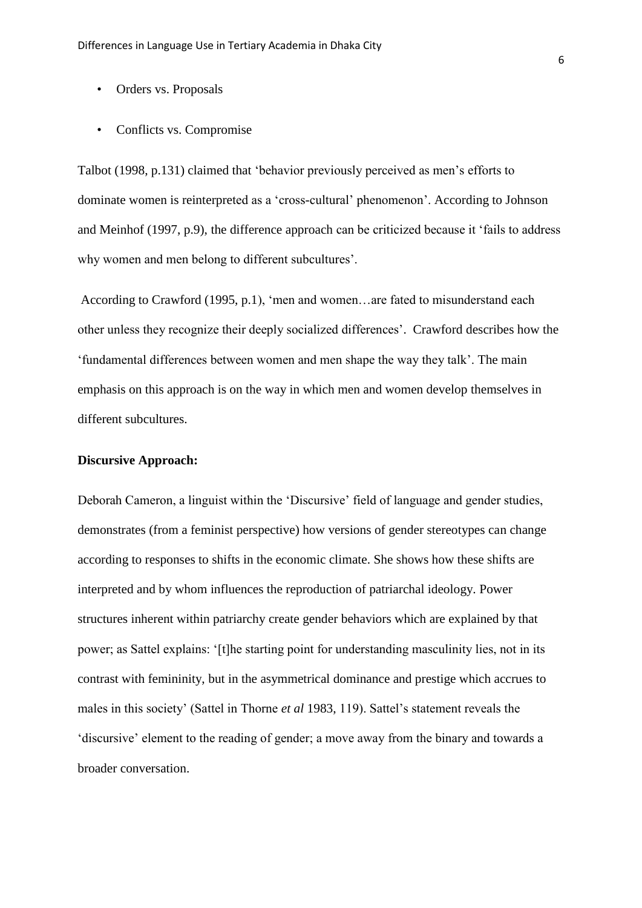- Orders vs. Proposals
- Conflicts vs. Compromise

Talbot (1998, p.131) claimed that 'behavior previously perceived as men's efforts to dominate women is reinterpreted as a 'cross-cultural' phenomenon'. According to Johnson and Meinhof (1997, p.9), the difference approach can be criticized because it 'fails to address why women and men belong to different subcultures'.

According to Crawford (1995, p.1), 'men and women…are fated to misunderstand each other unless they recognize their deeply socialized differences'. Crawford describes how the 'fundamental differences between women and men shape the way they talk'. The main emphasis on this approach is on the way in which men and women develop themselves in different subcultures.

**Discursive Approach:**

Deborah Cameron, a linguist within the 'Discursive' field of language and gender studies, demonstrates (from a feminist perspective) how versions of gender stereotypes can change according to responses to shifts in the economic climate. She shows how these shifts are interpreted and by whom influences the reproduction of patriarchal ideology. Power structures inherent within patriarchy create gender behaviors which are explained by that power; as Sattel explains: '[t]he starting point for understanding masculinity lies, not in its contrast with femininity, but in the asymmetrical dominance and prestige which accrues to males in this society' (Sattel in Thorne *et al* 1983, 119). Sattel's statement reveals the 'discursive' element to the reading of gender; a move away from the binary and towards a broader conversation.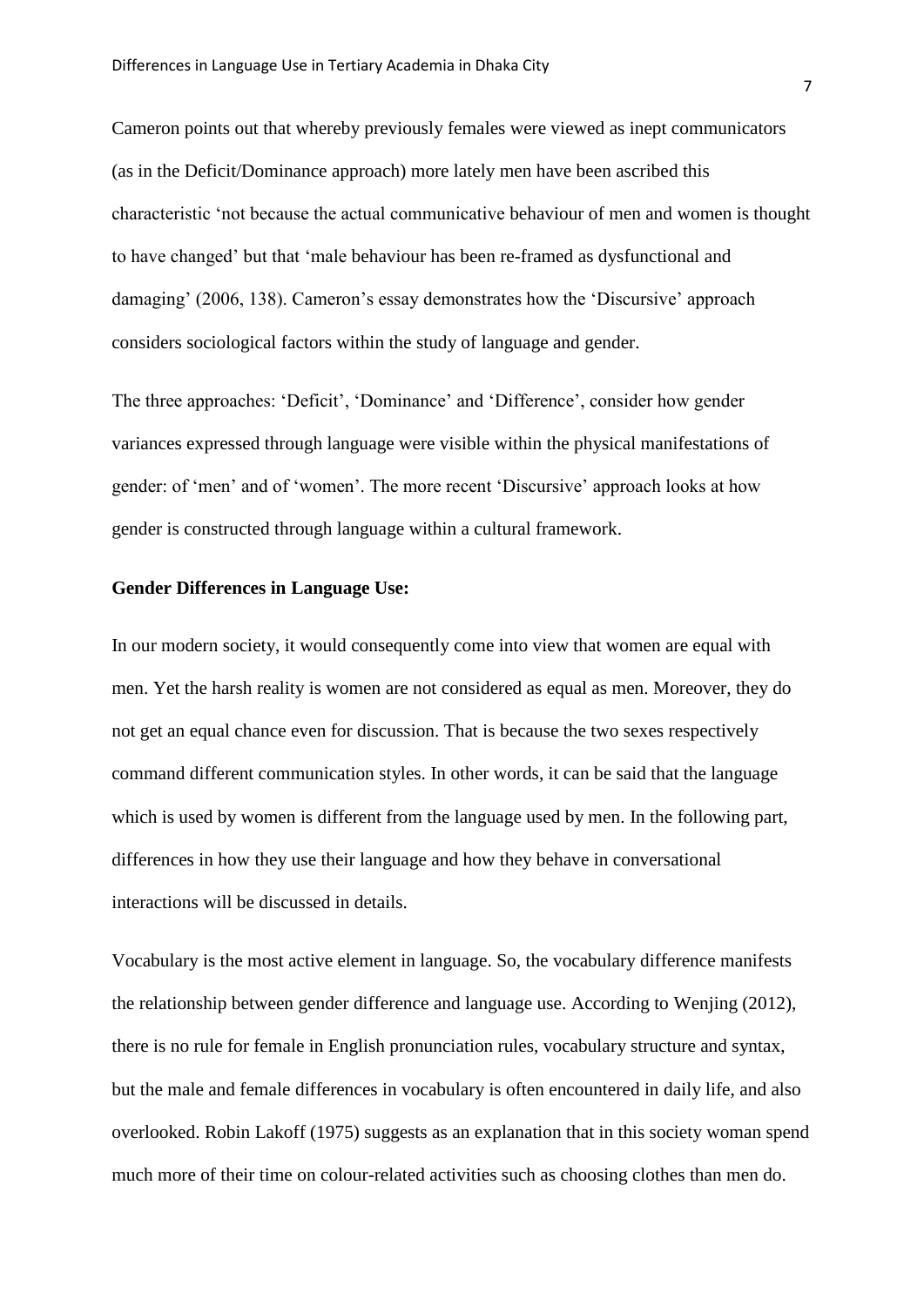Cameron points out that whereby previously females were viewed as inept communicators (as in the Deficit/Dominance approach) more lately men have been ascribed this characteristic 'not because the actual communicative behaviour of men and women is thought to have changed' but that 'male behaviour has been re-framed as dysfunctional and damaging' (2006, 138). Cameron's essay demonstrates how the 'Discursive' approach considers sociological factors within the study of language and gender.

The three approaches: 'Deficit', 'Dominance' and 'Difference', consider how gender variances expressed through language were visible within the physical manifestations of gender: of 'men' and of 'women'. The more recent 'Discursive' approach looks at how gender is constructed through language within a cultural framework.

**Gender Differences in Language Use:**

In our modern society, it would consequently come into view that women are equal with men. Yet the harsh reality is women are not considered as equal as men. Moreover, they do not get an equal chance even for discussion. That is because the two sexes respectively command different communication styles. In other words, it can be said that the language which is used by women is different from the language used by men. In the following part, differences in how they use their language and how they behave in conversational interactions will be discussed in details.

Vocabulary is the most active element in language. So, the vocabulary difference manifests the relationship between gender difference and language use. According to Wenjing (2012), there is no rule for female in English pronunciation rules, vocabulary structure and syntax, but the male and female differences in vocabulary is often encountered in daily life, and also overlooked. Robin Lakoff (1975) suggests as an explanation that in this society woman spend much more of their time on colour-related activities such as choosing clothes than men do.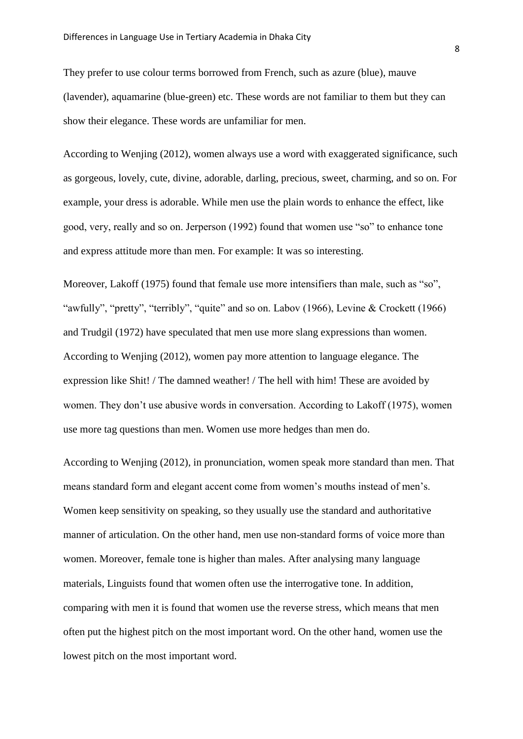They prefer to use colour terms borrowed from French, such as azure (blue), mauve (lavender), aquamarine (blue-green) etc. These words are not familiar to them but they can show their elegance. These words are unfamiliar for men.

According to Wenjing (2012), women always use a word with exaggerated significance, such as gorgeous, lovely, cute, divine, adorable, darling, precious, sweet, charming, and so on. For example, your dress is adorable. While men use the plain words to enhance the effect, like good, very, really and so on. Jerperson (1992) found that women use "so" to enhance tone and express attitude more than men. For example: It was so interesting.

Moreover, Lakoff (1975) found that female use more intensifiers than male, such as "so", "awfully", "pretty", "terribly", "quite" and so on. Labov (1966), Levine & Crockett (1966) and Trudgil (1972) have speculated that men use more slang expressions than women. According to Wenjing (2012), women pay more attention to language elegance. The expression like Shit! / The damned weather! / The hell with him! These are avoided by women. They don't use abusive words in conversation. According to Lakoff (1975), women use more tag questions than men. Women use more hedges than men do.

According to Wenjing (2012), in pronunciation, women speak more standard than men. That means standard form and elegant accent come from women's mouths instead of men's. Women keep sensitivity on speaking, so they usually use the standard and authoritative manner of articulation. On the other hand, men use non-standard forms of voice more than women. Moreover, female tone is higher than males. After analysing many language materials, Linguists found that women often use the interrogative tone. In addition, comparing with men it is found that women use the reverse stress, which means that men often put the highest pitch on the most important word. On the other hand, women use the lowest pitch on the most important word.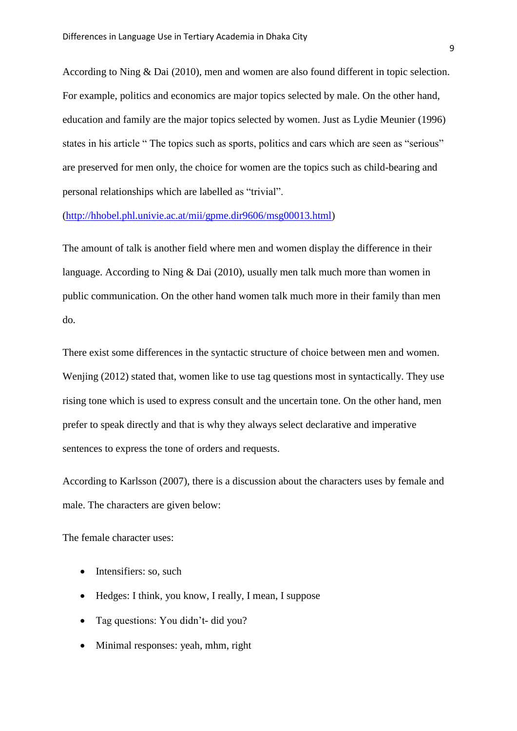According to Ning & Dai (2010), men and women are also found different in topic selection. For example, politics and economics are major topics selected by male. On the other hand, education and family are the major topics selected by women. Just as Lydie Meunier (1996) states in his article " The topics such as sports, politics and cars which are seen as "serious" are preserved for men only, the choice for women are the topics such as child-bearing and personal relationships which are labelled as "trivial".

(http://hhobel.phl.univie.ac.at/mii/gpme.dir9606/msg00013.html)

The amount of talk is another field where men and women display the difference in their language. According to Ning & Dai (2010), usually men talk much more than women in public communication. On the other hand women talk much more in their family than men do.

There exist some differences in the syntactic structure of choice between men and women. Wenjing (2012) stated that, women like to use tag questions most in syntactically. They use rising tone which is used to express consult and the uncertain tone. On the other hand, men prefer to speak directly and that is why they always select declarative and imperative sentences to express the tone of orders and requests.

According to Karlsson (2007), there is a discussion about the characters uses by female and male. The characters are given below:

The female character uses:

- Intensifiers: so, such
- Hedges: I think, you know, I really, I mean, I suppose
- Tag questions: You didn't- did you?
- Minimal responses: yeah, mhm, right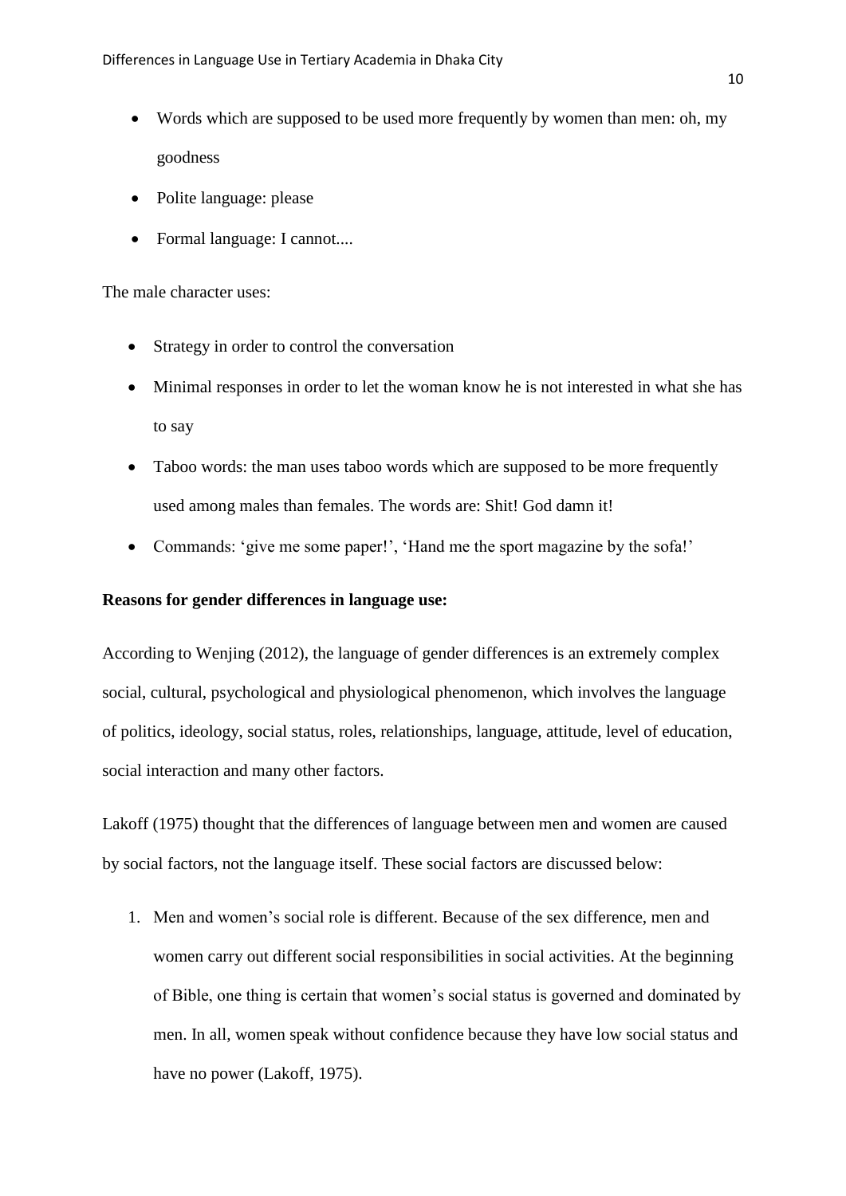- Words which are supposed to be used more frequently by women than men: oh, my goodness
- Polite language: please
- Formal language: I cannot....

The male character uses:

- Strategy in order to control the conversation
- Minimal responses in order to let the woman know he is not interested in what she has to say
- Taboo words: the man uses taboo words which are supposed to be more frequently used among males than females. The words are: Shit! God damn it!
- Commands: 'give me some paper!', 'Hand me the sport magazine by the sofa!'

**Reasons for gender differences in language use:**

According to Wenjing (2012), the language of gender differences is an extremely complex social, cultural, psychological and physiological phenomenon, which involves the language of politics, ideology, social status, roles, relationships, language, attitude, level of education, social interaction and many other factors.

Lakoff (1975) thought that the differences of language between men and women are caused by social factors, not the language itself. These social factors are discussed below:

1. Men and women's social role is different. Because of the sex difference, men and women carry out different social responsibilities in social activities. At the beginning of Bible, one thing is certain that women's social status is governed and dominated by men. In all, women speak without confidence because they have low social status and have no power (Lakoff, 1975).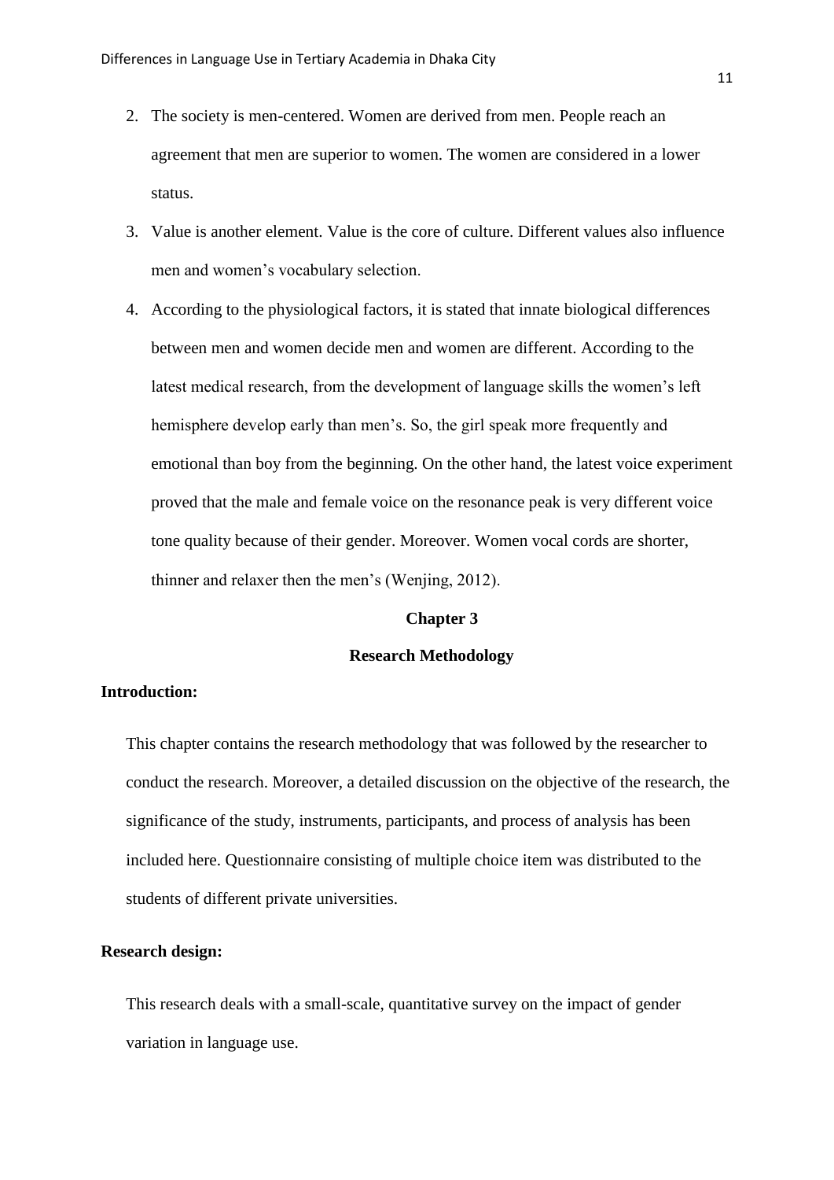2. The society is men-centered. Women are derived from men. People reach an agreement that men are superior to women. The women are considered in a lower status.
3. Value is another element. Value is the core of culture. Different values also influence men and women's vocabulary selection.
4. According to the physiological factors, it is stated that innate biological differences between men and women decide men and women are different. According to the latest medical research, from the development of language skills the women's left hemisphere develop early than men's. So, the girl speak more frequently and emotional than boy from the beginning. On the other hand, the latest voice experiment proved that the male and female voice on the resonance peak is very different voice tone quality because of their gender. Moreover. Women vocal cords are shorter, thinner and relaxer then the men's (Wenjing, 2012).

# Chapter 3

# Research Methodology

**Introduction:**

This chapter contains the research methodology that was followed by the researcher to conduct the research. Moreover, a detailed discussion on the objective of the research, the significance of the study, instruments, participants, and process of analysis has been included here. Questionnaire consisting of multiple choice item was distributed to the students of different private universities.

**Research design:**

This research deals with a small-scale, quantitative survey on the impact of gender variation in language use.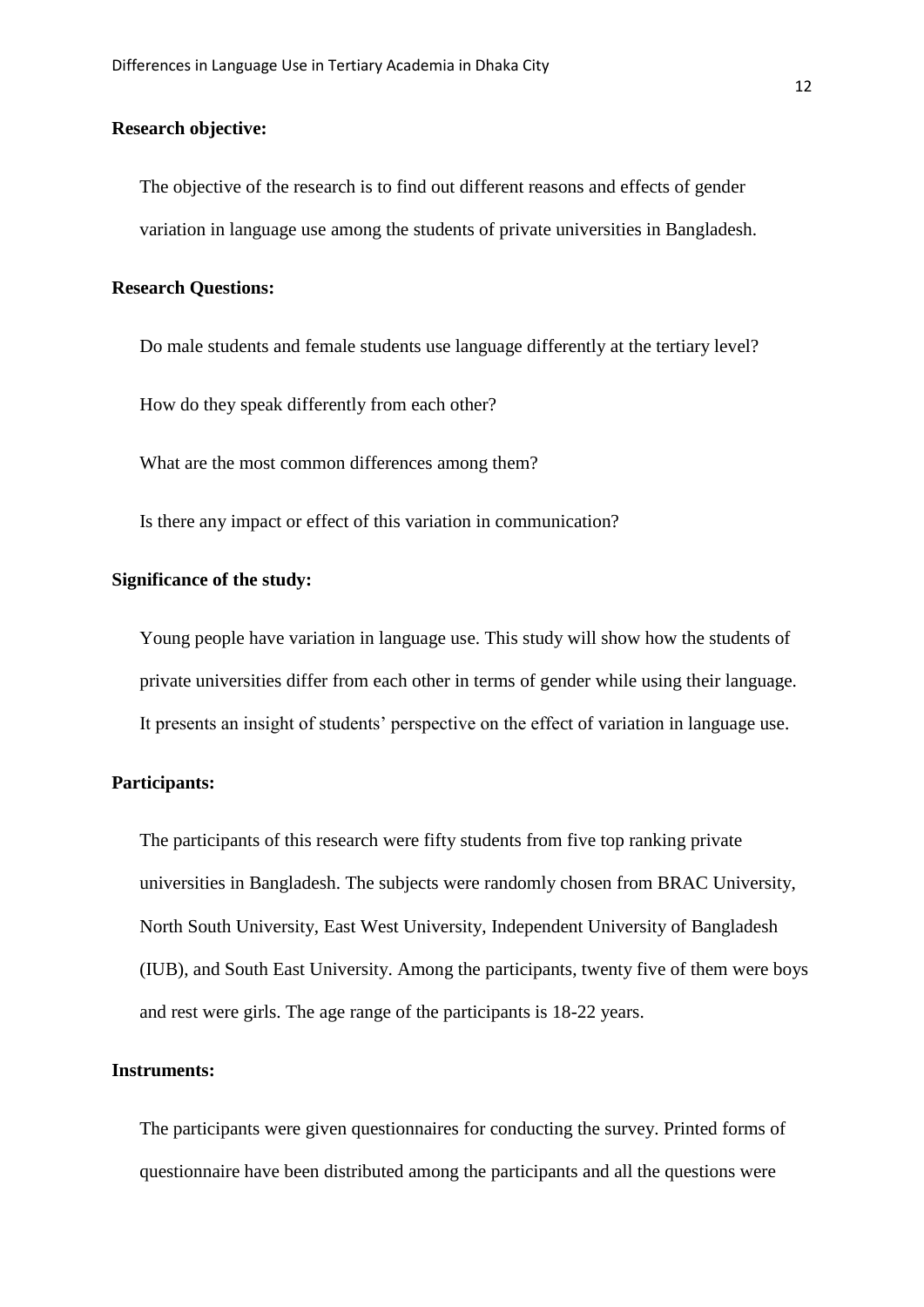**Research objective:**

The objective of the research is to find out different reasons and effects of gender variation in language use among the students of private universities in Bangladesh.

**Research Questions:**

Do male students and female students use language differently at the tertiary level?

How do they speak differently from each other?

What are the most common differences among them?

Is there any impact or effect of this variation in communication?

**Significance of the study:**

Young people have variation in language use. This study will show how the students of private universities differ from each other in terms of gender while using their language. It presents an insight of students' perspective on the effect of variation in language use.

**Participants:**

The participants of this research were fifty students from five top ranking private universities in Bangladesh. The subjects were randomly chosen from BRAC University, North South University, East West University, Independent University of Bangladesh (IUB), and South East University. Among the participants, twenty five of them were boys and rest were girls. The age range of the participants is 18-22 years.

**Instruments:**

The participants were given questionnaires for conducting the survey. Printed forms of questionnaire have been distributed among the participants and all the questions were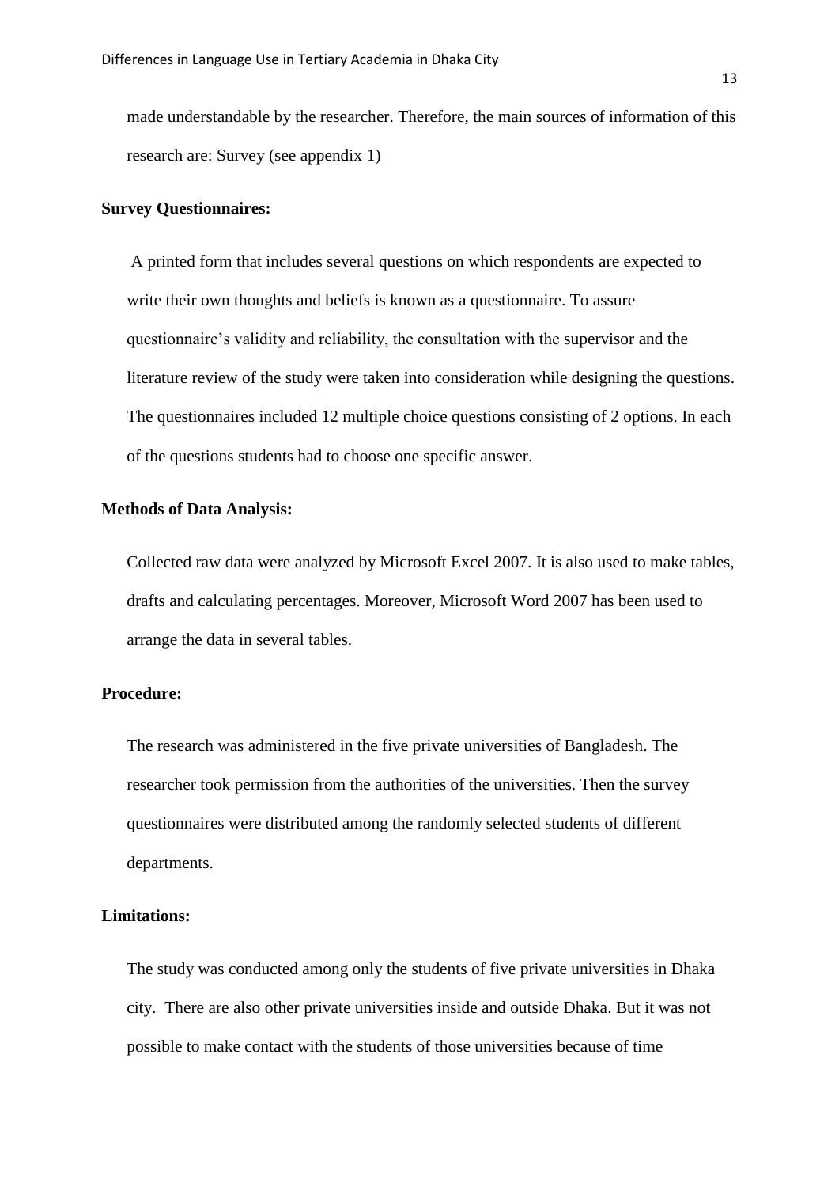made understandable by the researcher. Therefore, the main sources of information of this research are: Survey (see appendix 1)

**Survey Questionnaires:**

A printed form that includes several questions on which respondents are expected to write their own thoughts and beliefs is known as a questionnaire. To assure questionnaire's validity and reliability, the consultation with the supervisor and the literature review of the study were taken into consideration while designing the questions. The questionnaires included 12 multiple choice questions consisting of 2 options. In each of the questions students had to choose one specific answer.

**Methods of Data Analysis:**

Collected raw data were analyzed by Microsoft Excel 2007. It is also used to make tables, drafts and calculating percentages. Moreover, Microsoft Word 2007 has been used to arrange the data in several tables.

**Procedure:**

The research was administered in the five private universities of Bangladesh. The researcher took permission from the authorities of the universities. Then the survey questionnaires were distributed among the randomly selected students of different departments.

**Limitations:**

The study was conducted among only the students of five private universities in Dhaka city. There are also other private universities inside and outside Dhaka. But it was not possible to make contact with the students of those universities because of time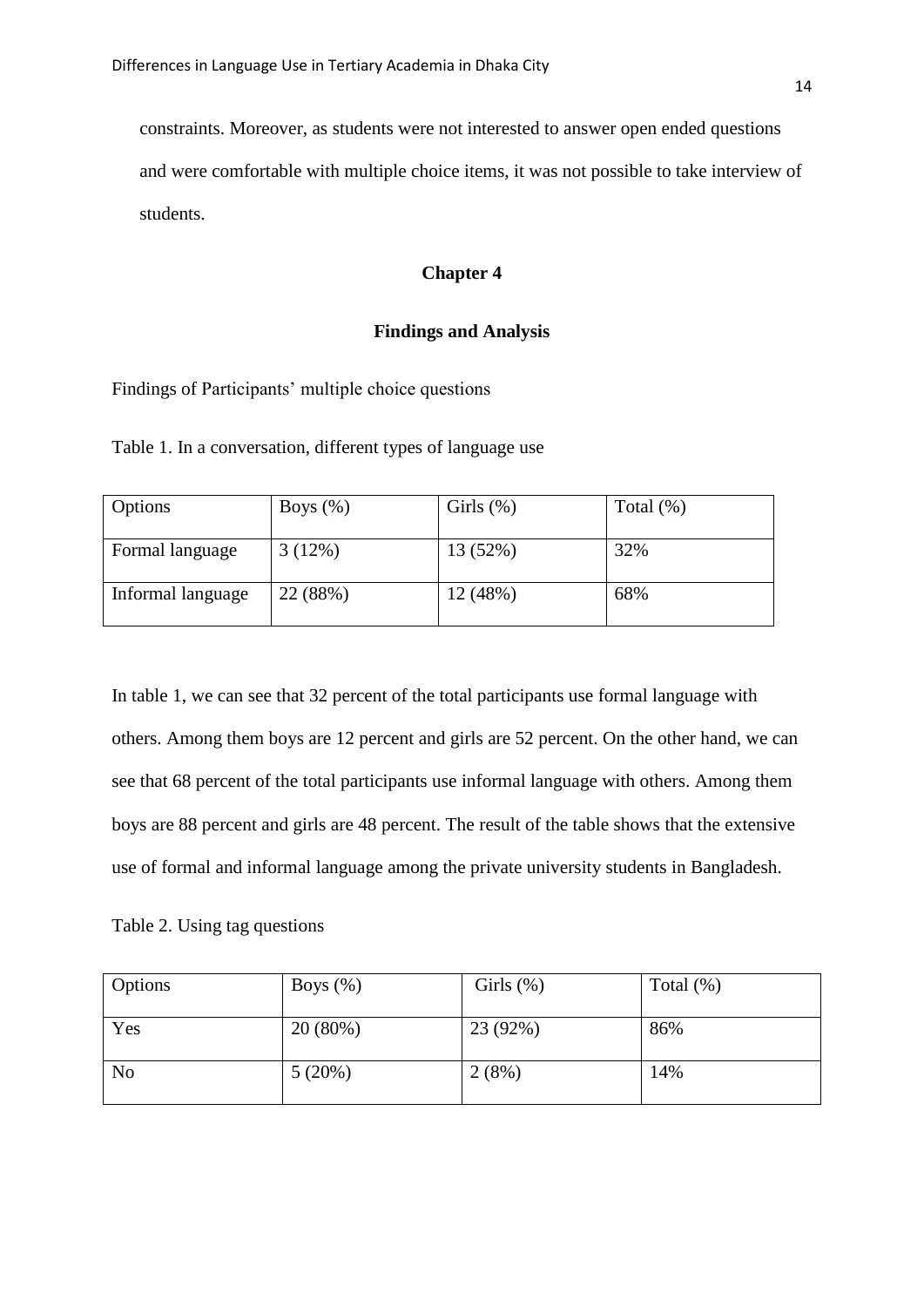constraints. Moreover, as students were not interested to answer open ended questions and were comfortable with multiple choice items, it was not possible to take interview of students.

# Chapter 4

## Findings and Analysis

Findings of Participants' multiple choice questions

Table 1. In a conversation, different types of language use

| Options | Boys (%) | Girls (%) | Total (%) |
|---|---|---|---|
| Formal language | 3 (12%) | 13 (52%) | 32% |
| Informal language | 22 (88%) | 12 (48%) | 68% |

In table 1, we can see that 32 percent of the total participants use formal language with others. Among them boys are 12 percent and girls are 52 percent. On the other hand, we can see that 68 percent of the total participants use informal language with others. Among them boys are 88 percent and girls are 48 percent. The result of the table shows that the extensive use of formal and informal language among the private university students in Bangladesh.

Table 2. Using tag questions

| Options | Boys (%) | Girls (%) | Total (%) |
|---|---|---|---|
| Yes | 20 (80%) | 23 (92%) | 86% |
| No | 5 (20%) | 2 (8%) | 14% |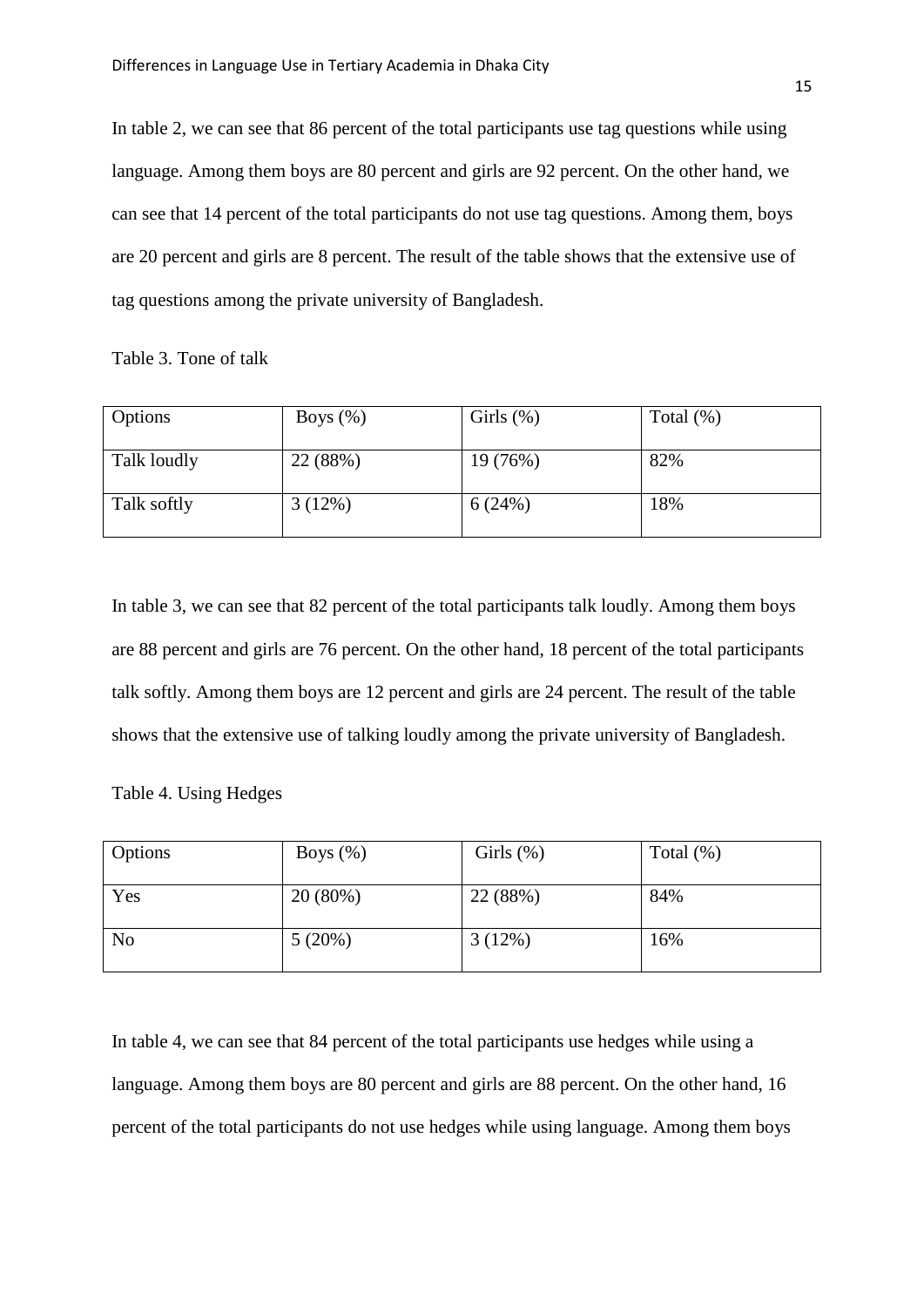In table 2, we can see that 86 percent of the total participants use tag questions while using language. Among them boys are 80 percent and girls are 92 percent. On the other hand, we can see that 14 percent of the total participants do not use tag questions. Among them, boys are 20 percent and girls are 8 percent. The result of the table shows that the extensive use of tag questions among the private university of Bangladesh.

Table 3. Tone of talk

| Options | Boys (%) | Girls (%) | Total (%) |
|---|---|---|---|
| Talk loudly | 22 (88%) | 19 (76%) | 82% |
| Talk softly | 3 (12%) | 6 (24%) | 18% |

In table 3, we can see that 82 percent of the total participants talk loudly. Among them boys are 88 percent and girls are 76 percent. On the other hand, 18 percent of the total participants talk softly. Among them boys are 12 percent and girls are 24 percent. The result of the table shows that the extensive use of talking loudly among the private university of Bangladesh.

Table 4. Using Hedges

| Options | Boys (%) | Girls (%) | Total (%) |
|---|---|---|---|
| Yes | 20 (80%) | 22 (88%) | 84% |
| No | 5 (20%) | 3 (12%) | 16% |

In table 4, we can see that 84 percent of the total participants use hedges while using a language. Among them boys are 80 percent and girls are 88 percent. On the other hand, 16 percent of the total participants do not use hedges while using language. Among them boys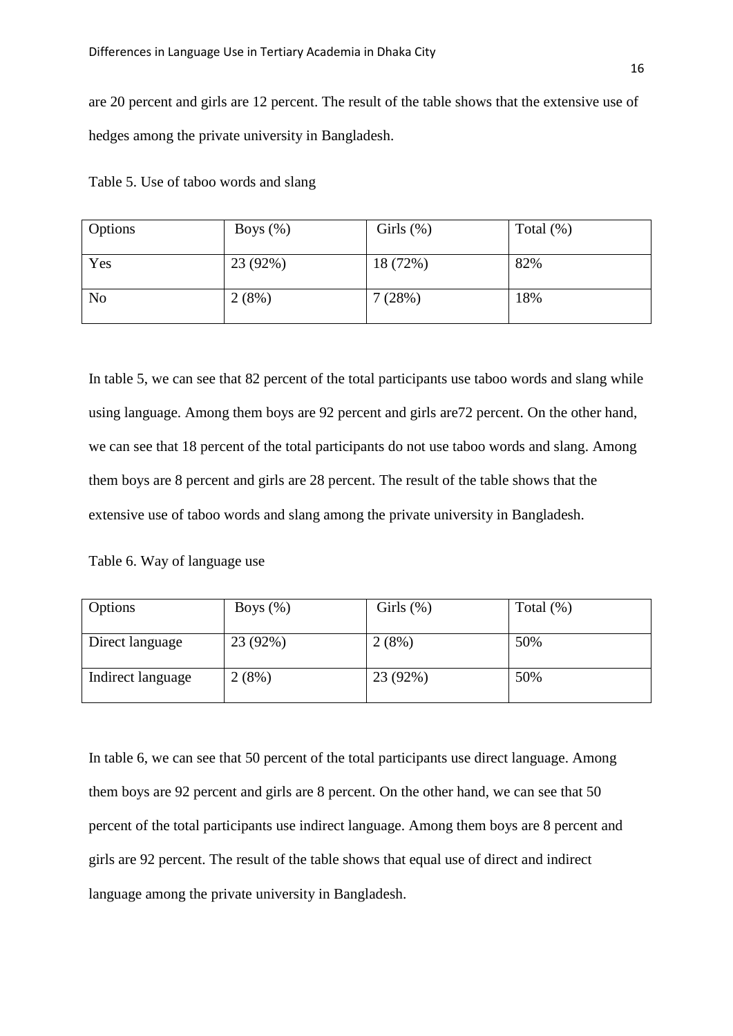are 20 percent and girls are 12 percent. The result of the table shows that the extensive use of hedges among the private university in Bangladesh.

Table 5. Use of taboo words and slang

| Options | Boys (%) | Girls (%) | Total (%) |
|---|---|---|---|
| Yes | 23 (92%) | 18 (72%) | 82% |
| No | 2 (8%) | 7 (28%) | 18% |

In table 5, we can see that 82 percent of the total participants use taboo words and slang while using language. Among them boys are 92 percent and girls are72 percent. On the other hand, we can see that 18 percent of the total participants do not use taboo words and slang. Among them boys are 8 percent and girls are 28 percent. The result of the table shows that the extensive use of taboo words and slang among the private university in Bangladesh.

Table 6. Way of language use

| Options | Boys (%) | Girls (%) | Total (%) |
|---|---|---|---|
| Direct language | 23 (92%) | 2 (8%) | 50% |
| Indirect language | 2 (8%) | 23 (92%) | 50% |

In table 6, we can see that 50 percent of the total participants use direct language. Among them boys are 92 percent and girls are 8 percent. On the other hand, we can see that 50 percent of the total participants use indirect language. Among them boys are 8 percent and girls are 92 percent. The result of the table shows that equal use of direct and indirect language among the private university in Bangladesh.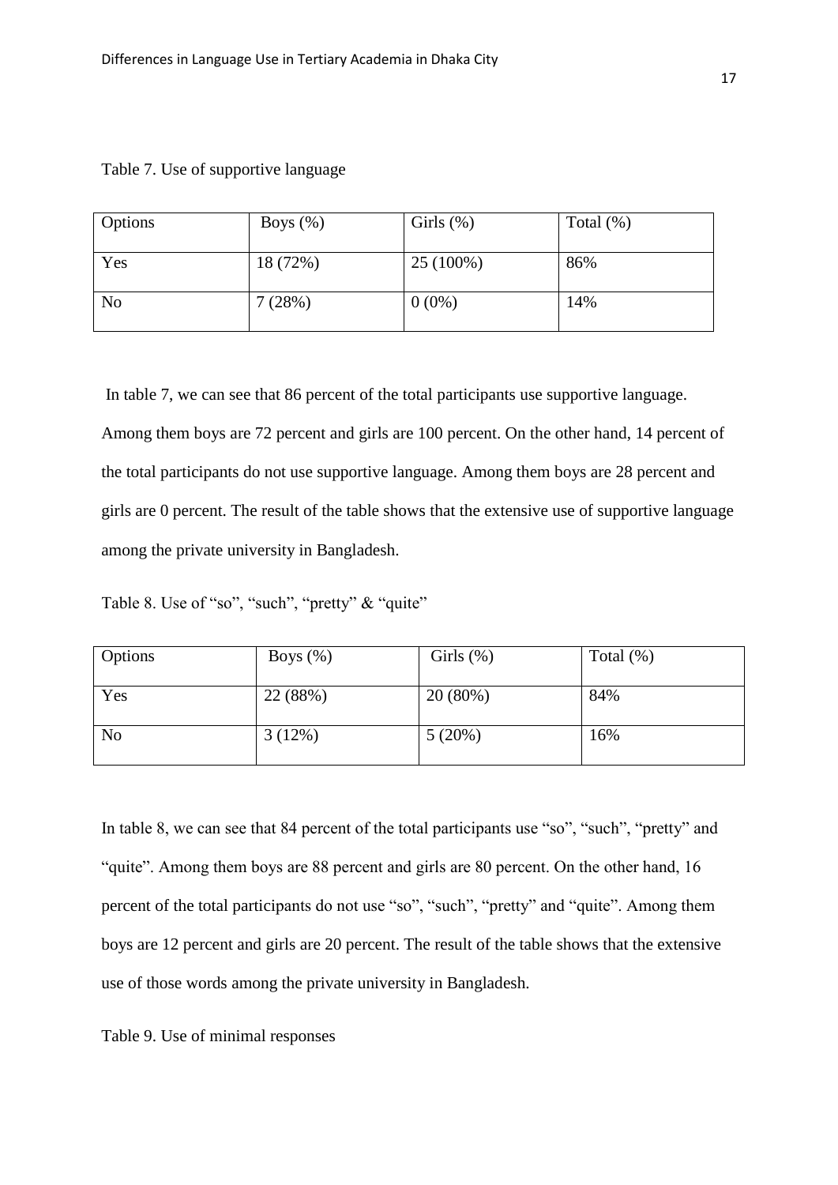Table 7. Use of supportive language

| Options | Boys (%) | Girls (%) | Total (%) |
|---|---|---|---|
| Yes | 18 (72%) | 25 (100%) | 86% |
| No | 7 (28%) | 0 (0%) | 14% |

In table 7, we can see that 86 percent of the total participants use supportive language. Among them boys are 72 percent and girls are 100 percent. On the other hand, 14 percent of the total participants do not use supportive language. Among them boys are 28 percent and girls are 0 percent. The result of the table shows that the extensive use of supportive language among the private university in Bangladesh.

Table 8. Use of "so", "such", "pretty" & "quite"

| Options | Boys (%) | Girls (%) | Total (%) |
|---|---|---|---|
| Yes | 22 (88%) | 20 (80%) | 84% |
| No | 3 (12%) | 5 (20%) | 16% |

In table 8, we can see that 84 percent of the total participants use "so", "such", "pretty" and "quite". Among them boys are 88 percent and girls are 80 percent. On the other hand, 16 percent of the total participants do not use "so", "such", "pretty" and "quite". Among them boys are 12 percent and girls are 20 percent. The result of the table shows that the extensive use of those words among the private university in Bangladesh.

Table 9. Use of minimal responses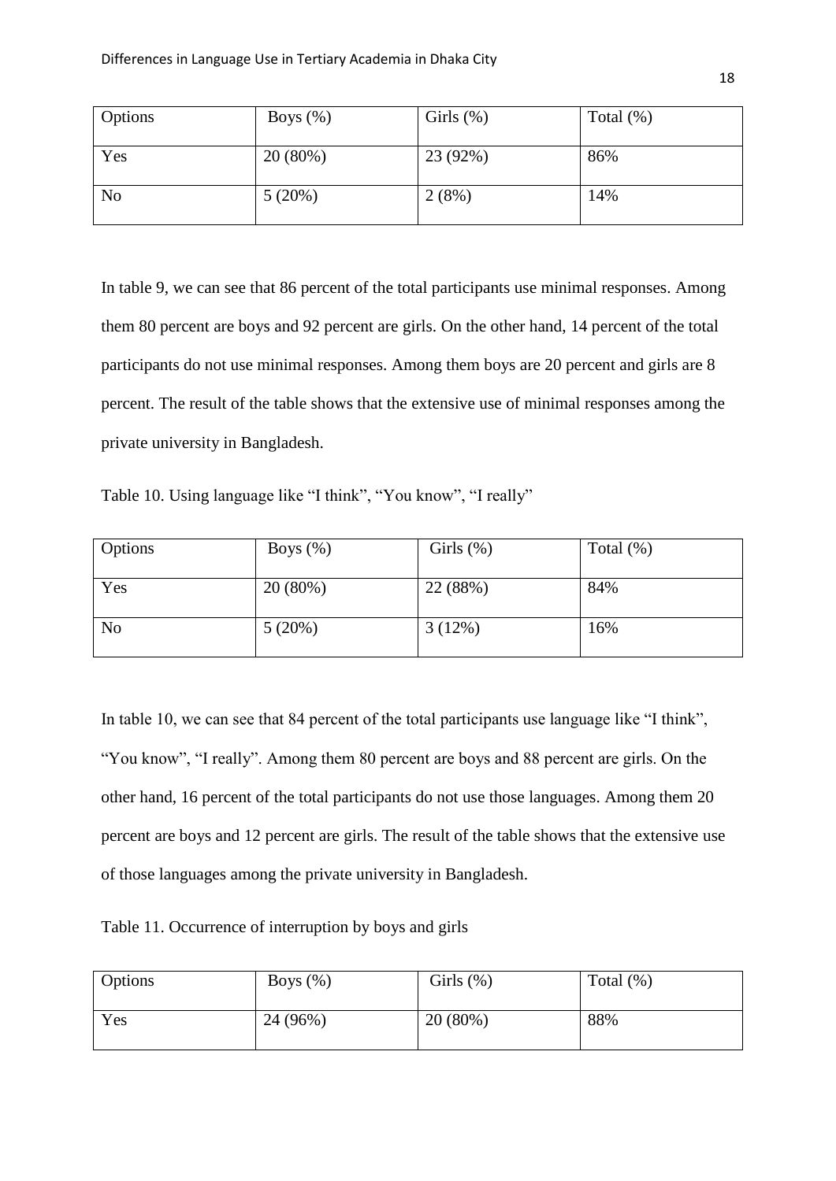| Options | Boys (%) | Girls (%) | Total (%) |
|---|---|---|---|
| Yes | 20 (80%) | 23 (92%) | 86% |
| No | 5 (20%) | 2 (8%) | 14% |

In table 9, we can see that 86 percent of the total participants use minimal responses. Among them 80 percent are boys and 92 percent are girls. On the other hand, 14 percent of the total participants do not use minimal responses. Among them boys are 20 percent and girls are 8 percent. The result of the table shows that the extensive use of minimal responses among the private university in Bangladesh.

Table 10. Using language like "I think", "You know", "I really"

| Options | Boys (%) | Girls (%) | Total (%) |
|---|---|---|---|
| Yes | 20 (80%) | 22 (88%) | 84% |
| No | 5 (20%) | 3 (12%) | 16% |

In table 10, we can see that 84 percent of the total participants use language like "I think", "You know", "I really". Among them 80 percent are boys and 88 percent are girls. On the other hand, 16 percent of the total participants do not use those languages. Among them 20 percent are boys and 12 percent are girls. The result of the table shows that the extensive use of those languages among the private university in Bangladesh.

Table 11. Occurrence of interruption by boys and girls

| Options | Boys (%) | Girls (%) | Total (%) |
|---|---|---|---|
| Yes | 24 (96%) | 20 (80%) | 88% |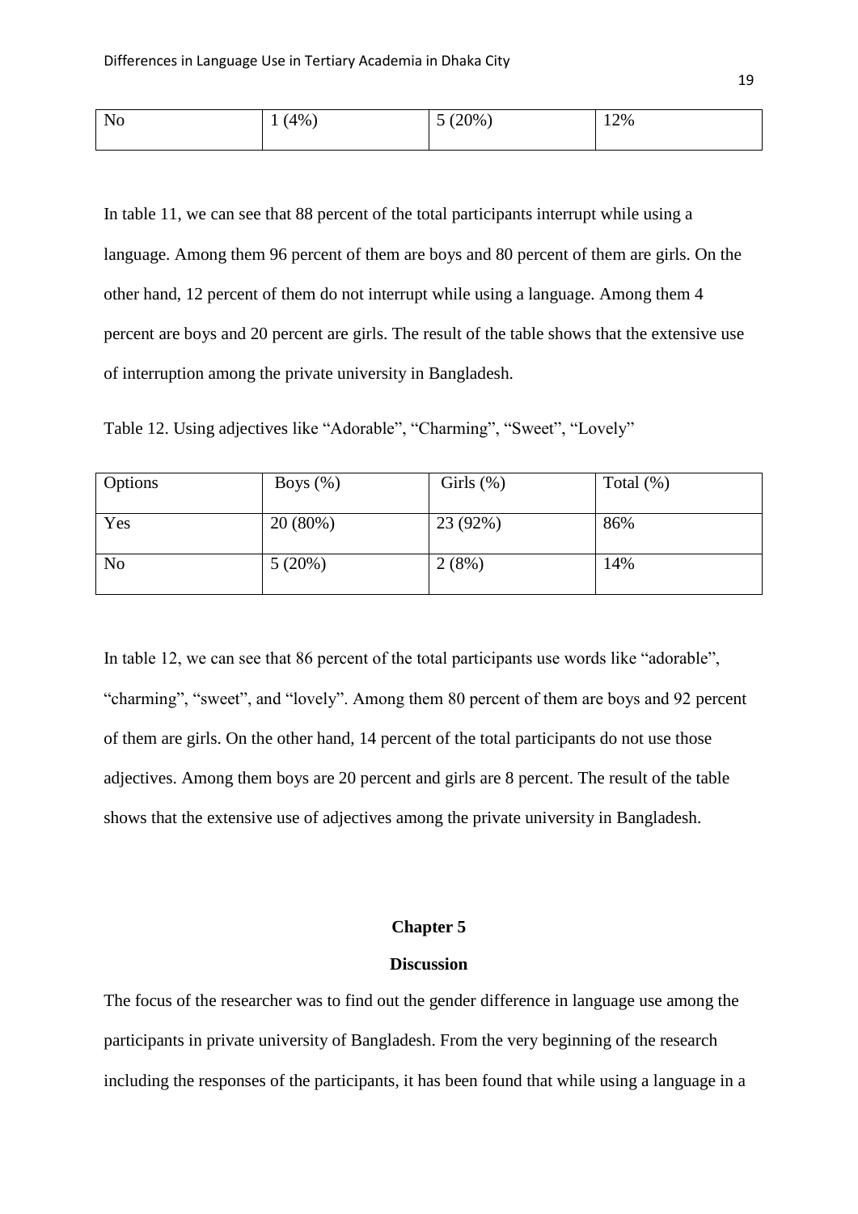| No | 1 (4%) | 5 (20%) | 12% |
|---|---|---|---|

In table 11, we can see that 88 percent of the total participants interrupt while using a language. Among them 96 percent of them are boys and 80 percent of them are girls. On the other hand, 12 percent of them do not interrupt while using a language. Among them 4 percent are boys and 20 percent are girls. The result of the table shows that the extensive use of interruption among the private university in Bangladesh.

Table 12. Using adjectives like "Adorable", "Charming", "Sweet", "Lovely"

| Options | Boys (%) | Girls (%) | Total (%) |
|---|---|---|---|
| Yes | 20 (80%) | 23 (92%) | 86% |
| No | 5 (20%) | 2 (8%) | 14% |

In table 12, we can see that 86 percent of the total participants use words like "adorable", "charming", "sweet", and "lovely". Among them 80 percent of them are boys and 92 percent of them are girls. On the other hand, 14 percent of the total participants do not use those adjectives. Among them boys are 20 percent and girls are 8 percent. The result of the table shows that the extensive use of adjectives among the private university in Bangladesh.

# Chapter 5

## Discussion

The focus of the researcher was to find out the gender difference in language use among the participants in private university of Bangladesh. From the very beginning of the research including the responses of the participants, it has been found that while using a language in a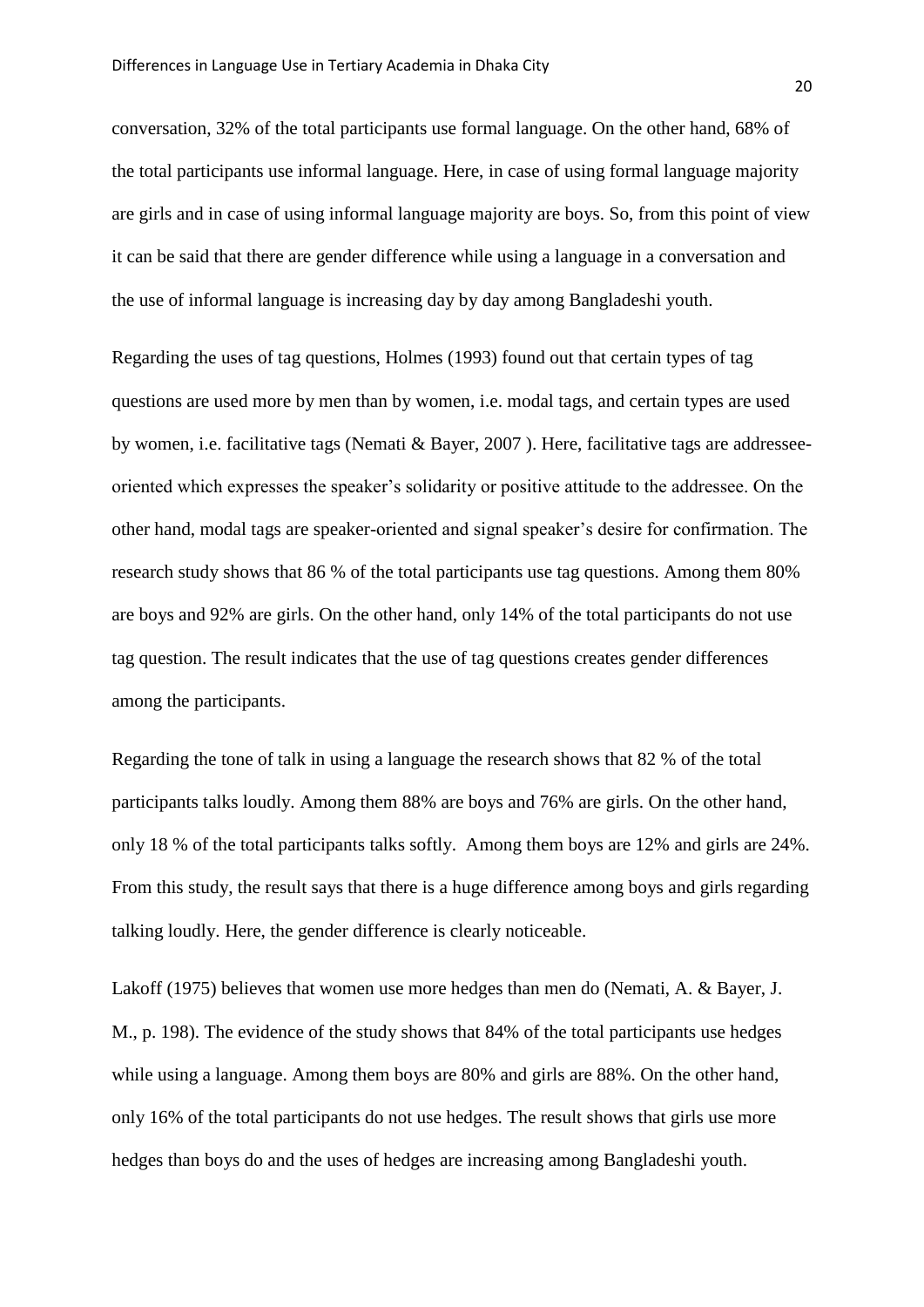conversation, 32% of the total participants use formal language. On the other hand, 68% of the total participants use informal language. Here, in case of using formal language majority are girls and in case of using informal language majority are boys. So, from this point of view it can be said that there are gender difference while using a language in a conversation and the use of informal language is increasing day by day among Bangladeshi youth.

Regarding the uses of tag questions, Holmes (1993) found out that certain types of tag questions are used more by men than by women, i.e. modal tags, and certain types are used by women, i.e. facilitative tags (Nemati & Bayer, 2007 ). Here, facilitative tags are addressee-oriented which expresses the speaker's solidarity or positive attitude to the addressee. On the other hand, modal tags are speaker-oriented and signal speaker's desire for confirmation. The research study shows that 86 % of the total participants use tag questions. Among them 80% are boys and 92% are girls. On the other hand, only 14% of the total participants do not use tag question. The result indicates that the use of tag questions creates gender differences among the participants.

Regarding the tone of talk in using a language the research shows that 82 % of the total participants talks loudly. Among them 88% are boys and 76% are girls. On the other hand, only 18 % of the total participants talks softly. Among them boys are 12% and girls are 24%. From this study, the result says that there is a huge difference among boys and girls regarding talking loudly. Here, the gender difference is clearly noticeable.

Lakoff (1975) believes that women use more hedges than men do (Nemati, A. & Bayer, J. M., p. 198). The evidence of the study shows that 84% of the total participants use hedges while using a language. Among them boys are 80% and girls are 88%. On the other hand, only 16% of the total participants do not use hedges. The result shows that girls use more hedges than boys do and the uses of hedges are increasing among Bangladeshi youth.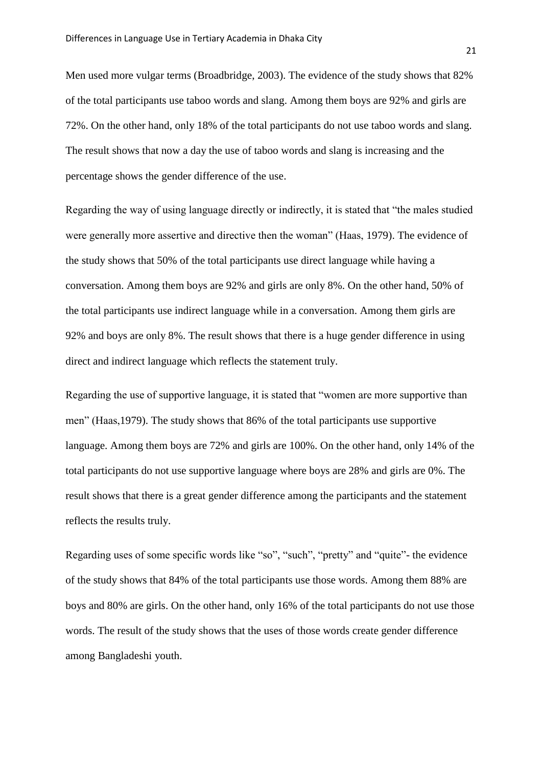Men used more vulgar terms (Broadbridge, 2003). The evidence of the study shows that 82% of the total participants use taboo words and slang. Among them boys are 92% and girls are 72%. On the other hand, only 18% of the total participants do not use taboo words and slang. The result shows that now a day the use of taboo words and slang is increasing and the percentage shows the gender difference of the use.

Regarding the way of using language directly or indirectly, it is stated that "the males studied were generally more assertive and directive then the woman" (Haas, 1979). The evidence of the study shows that 50% of the total participants use direct language while having a conversation. Among them boys are 92% and girls are only 8%. On the other hand, 50% of the total participants use indirect language while in a conversation. Among them girls are 92% and boys are only 8%. The result shows that there is a huge gender difference in using direct and indirect language which reflects the statement truly.

Regarding the use of supportive language, it is stated that "women are more supportive than men" (Haas,1979). The study shows that 86% of the total participants use supportive language. Among them boys are 72% and girls are 100%. On the other hand, only 14% of the total participants do not use supportive language where boys are 28% and girls are 0%. The result shows that there is a great gender difference among the participants and the statement reflects the results truly.

Regarding uses of some specific words like "so", "such", "pretty" and "quite"- the evidence of the study shows that 84% of the total participants use those words. Among them 88% are boys and 80% are girls. On the other hand, only 16% of the total participants do not use those words. The result of the study shows that the uses of those words create gender difference among Bangladeshi youth.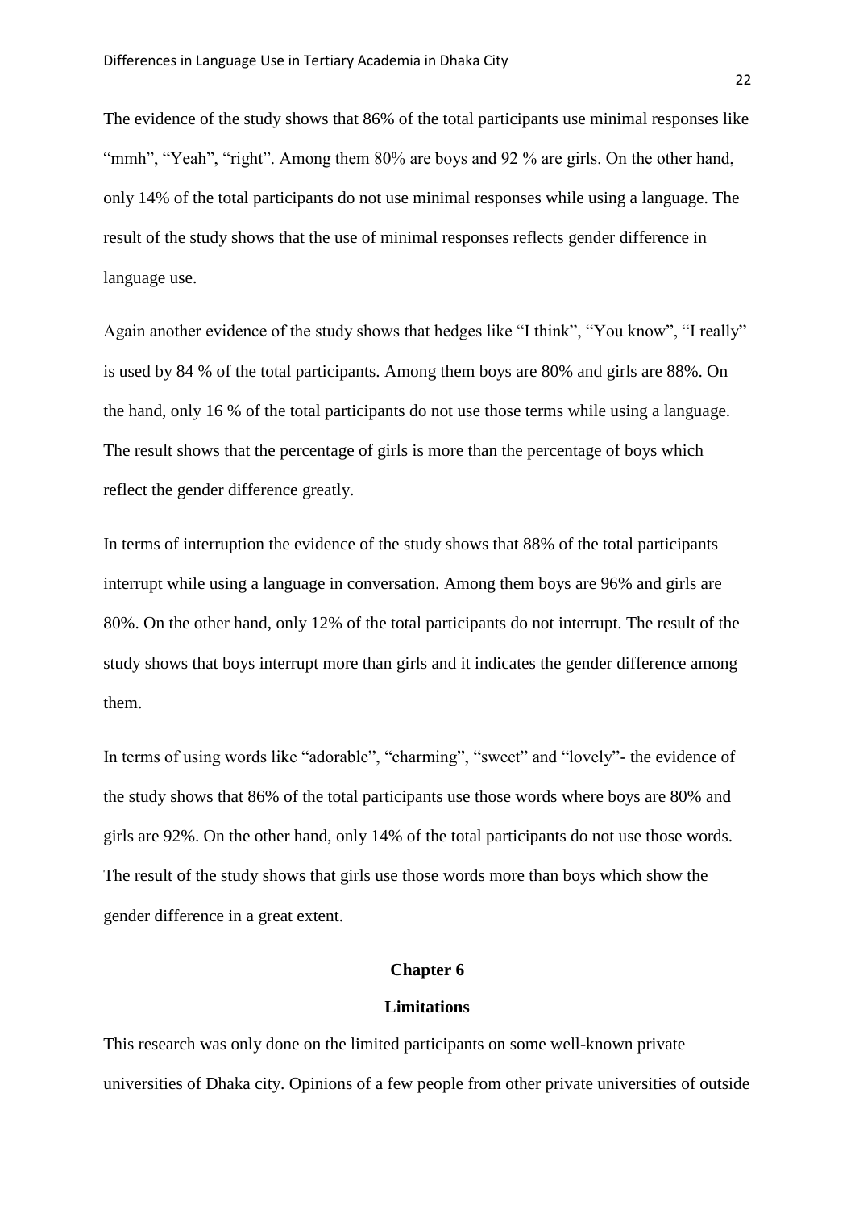The evidence of the study shows that 86% of the total participants use minimal responses like "mmh", "Yeah", "right". Among them 80% are boys and 92 % are girls. On the other hand, only 14% of the total participants do not use minimal responses while using a language. The result of the study shows that the use of minimal responses reflects gender difference in language use.

Again another evidence of the study shows that hedges like "I think", "You know", "I really" is used by 84 % of the total participants. Among them boys are 80% and girls are 88%. On the hand, only 16 % of the total participants do not use those terms while using a language. The result shows that the percentage of girls is more than the percentage of boys which reflect the gender difference greatly.

In terms of interruption the evidence of the study shows that 88% of the total participants interrupt while using a language in conversation. Among them boys are 96% and girls are 80%. On the other hand, only 12% of the total participants do not interrupt. The result of the study shows that boys interrupt more than girls and it indicates the gender difference among them.

In terms of using words like "adorable", "charming", "sweet" and "lovely"- the evidence of the study shows that 86% of the total participants use those words where boys are 80% and girls are 92%. On the other hand, only 14% of the total participants do not use those words. The result of the study shows that girls use those words more than boys which show the gender difference in a great extent.

## Chapter 6

## Limitations

This research was only done on the limited participants on some well-known private universities of Dhaka city. Opinions of a few people from other private universities of outside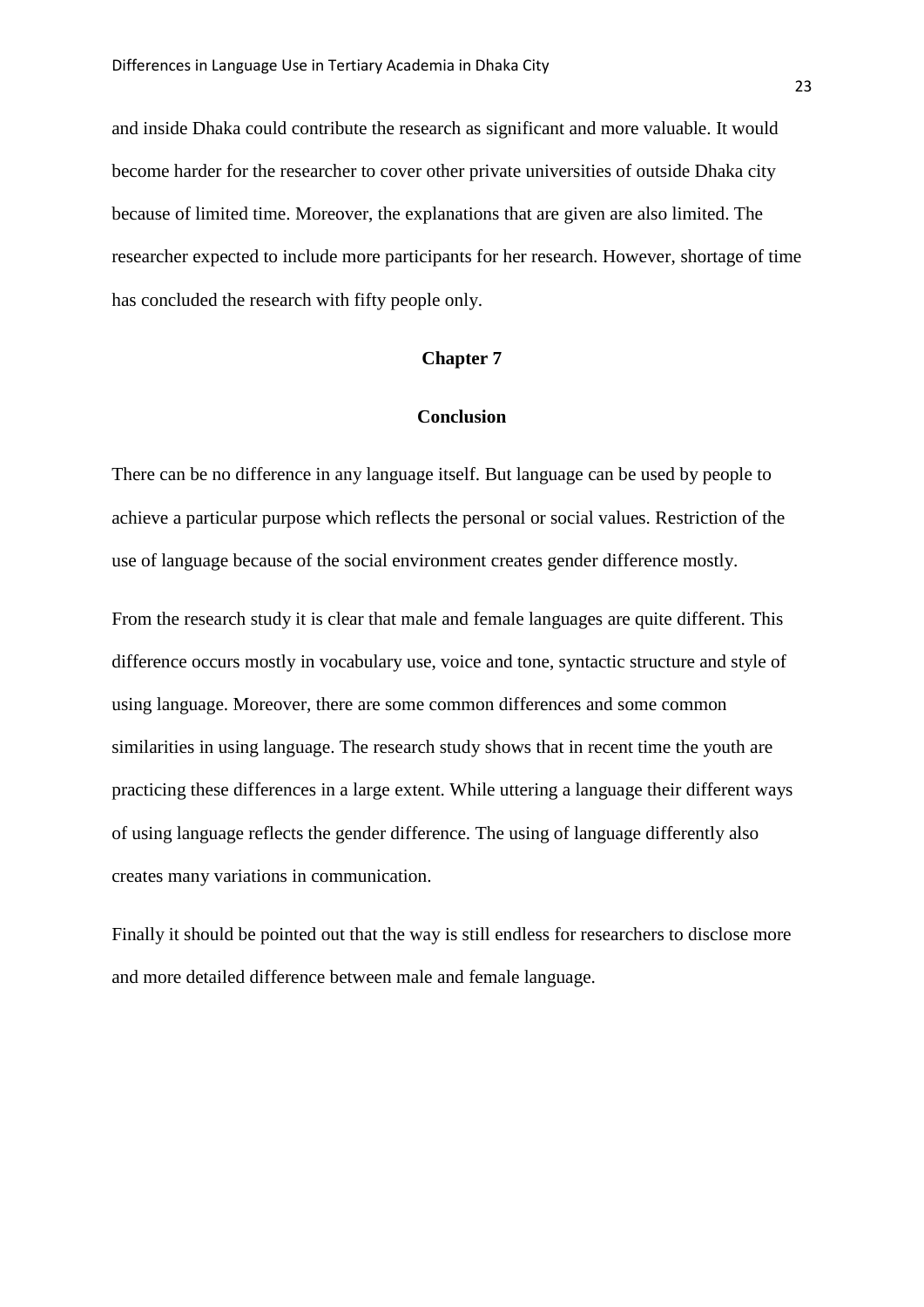and inside Dhaka could contribute the research as significant and more valuable. It would become harder for the researcher to cover other private universities of outside Dhaka city because of limited time. Moreover, the explanations that are given are also limited. The researcher expected to include more participants for her research. However, shortage of time has concluded the research with fifty people only.

# Chapter 7

## Conclusion

There can be no difference in any language itself. But language can be used by people to achieve a particular purpose which reflects the personal or social values. Restriction of the use of language because of the social environment creates gender difference mostly.

From the research study it is clear that male and female languages are quite different. This difference occurs mostly in vocabulary use, voice and tone, syntactic structure and style of using language. Moreover, there are some common differences and some common similarities in using language. The research study shows that in recent time the youth are practicing these differences in a large extent. While uttering a language their different ways of using language reflects the gender difference. The using of language differently also creates many variations in communication.

Finally it should be pointed out that the way is still endless for researchers to disclose more and more detailed difference between male and female language.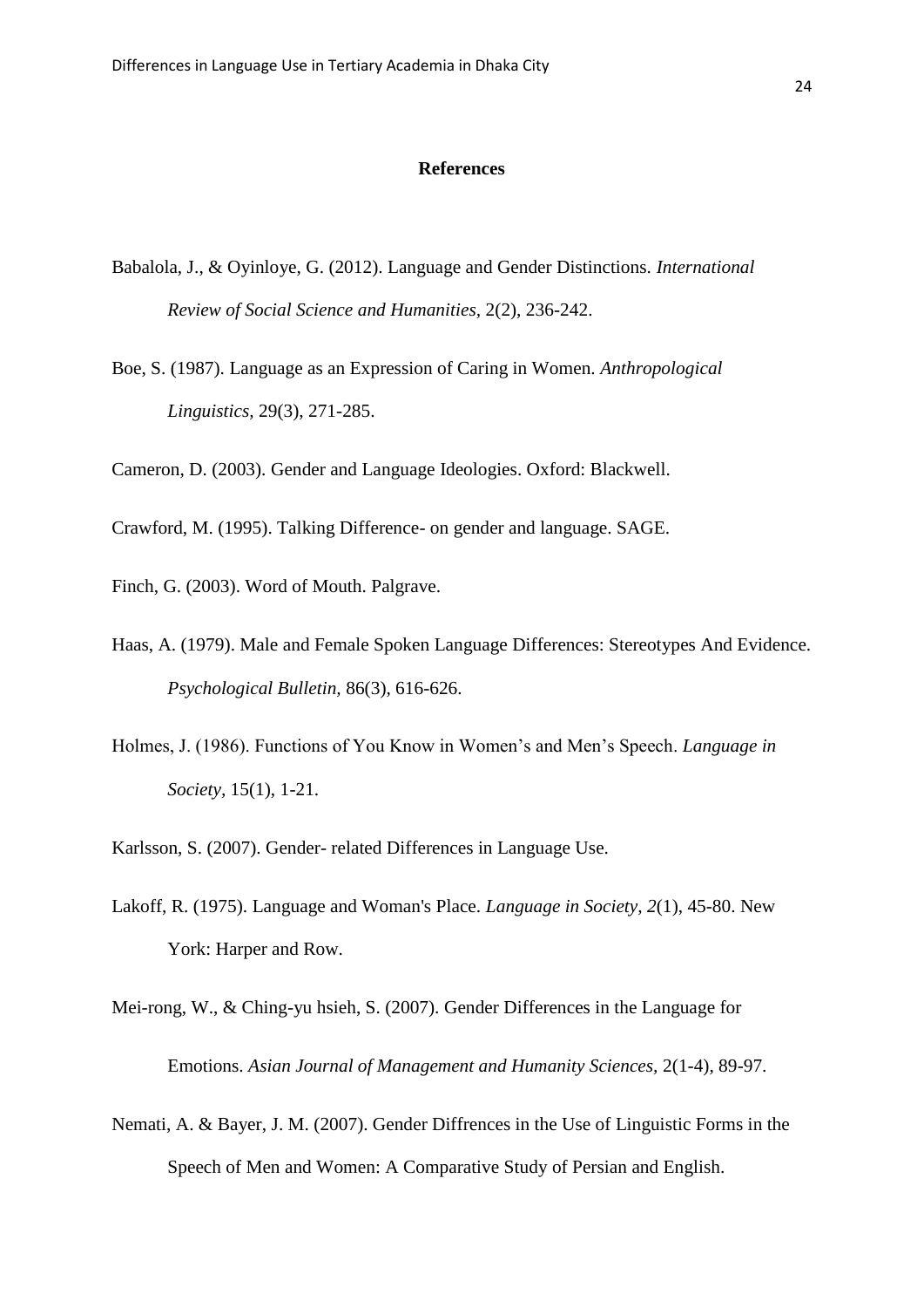## References

Babalola, J., & Oyinloye, G. (2012). Language and Gender Distinctions. *International Review of Social Science and Humanities*, 2(2), 236-242.

Boe, S. (1987). Language as an Expression of Caring in Women. *Anthropological Linguistics,* 29(3), 271-285.

Cameron, D. (2003). Gender and Language Ideologies. Oxford: Blackwell.

Crawford, M. (1995). Talking Difference- on gender and language. SAGE.

Finch, G. (2003). Word of Mouth. Palgrave.

Haas, A. (1979). Male and Female Spoken Language Differences: Stereotypes And Evidence. *Psychological Bulletin,* 86(3), 616-626.

Holmes, J. (1986). Functions of You Know in Women's and Men's Speech. *Language in Society*, 15(1), 1-21.

Karlsson, S. (2007). Gender- related Differences in Language Use.

Lakoff, R. (1975). Language and Woman's Place. *Language in Society, 2*(1), 45-80. New York: Harper and Row.

Mei-rong, W., & Ching-yu hsieh, S. (2007). Gender Differences in the Language for Emotions. *Asian Journal of Management and Humanity Sciences,* 2(1-4), 89-97.

Nemati, A. & Bayer, J. M. (2007). Gender Diffrences in the Use of Linguistic Forms in the Speech of Men and Women: A Comparative Study of Persian and English.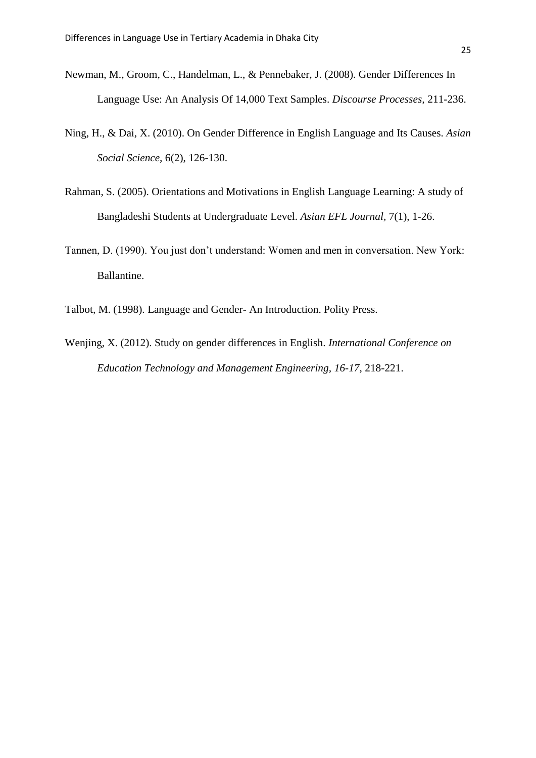Newman, M., Groom, C., Handelman, L., & Pennebaker, J. (2008). Gender Differences In Language Use: An Analysis Of 14,000 Text Samples. *Discourse Processes*, 211-236.

Ning, H., & Dai, X. (2010). On Gender Difference in English Language and Its Causes. *Asian Social Science*, 6(2), 126-130.

Rahman, S. (2005). Orientations and Motivations in English Language Learning: A study of Bangladeshi Students at Undergraduate Level. *Asian EFL Journal*, 7(1), 1-26.

Tannen, D. (1990). You just don't understand: Women and men in conversation. New York: Ballantine.

Talbot, M. (1998). Language and Gender- An Introduction. Polity Press.

Wenjing, X. (2012). Study on gender differences in English. *International Conference on Education Technology and Management Engineering, 16-17*, 218-221.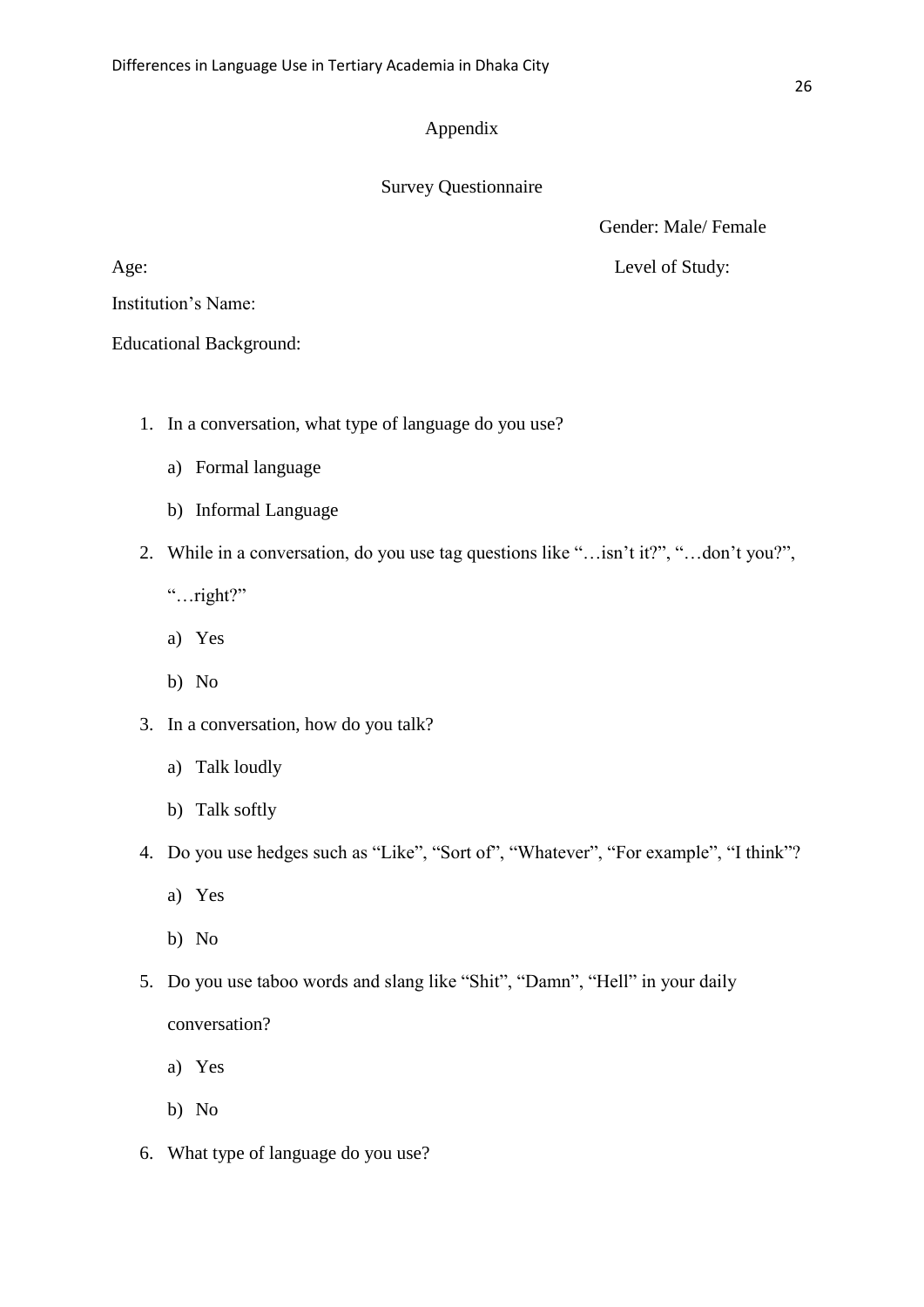## Appendix

### Survey Questionnaire

Gender: Male/ Female

Age: Level of Study:

Institution's Name:

Educational Background:

1. In a conversation, what type of language do you use?
   a) Formal language
   b) Informal Language
2. While in a conversation, do you use tag questions like "…isn't it?", "…don't you?", "…right?"
   a) Yes
   b) No
3. In a conversation, how do you talk?
   a) Talk loudly
   b) Talk softly
4. Do you use hedges such as "Like", "Sort of", "Whatever", "For example", "I think"?
   a) Yes
   b) No
5. Do you use taboo words and slang like "Shit", "Damn", "Hell" in your daily conversation?
   a) Yes
   b) No
6. What type of language do you use?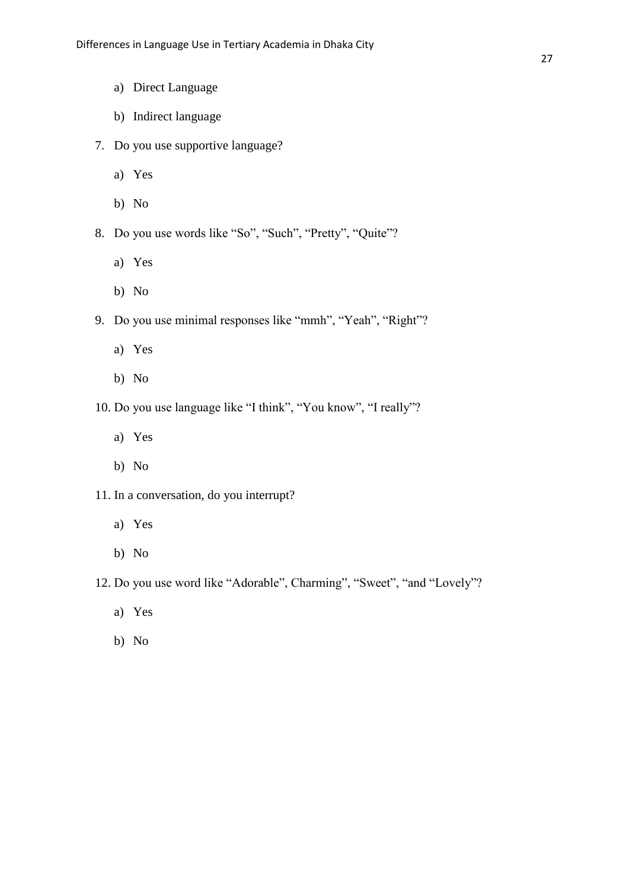a) Direct Language

b) Indirect language

7. Do you use supportive language?

    a) Yes

    b) No

8. Do you use words like "So", "Such", "Pretty", "Quite"?

    a) Yes

    b) No

9. Do you use minimal responses like "mmh", "Yeah", "Right"?

    a) Yes

    b) No

10. Do you use language like "I think", "You know", "I really"?

    a) Yes

    b) No

11. In a conversation, do you interrupt?

    a) Yes

    b) No

12. Do you use word like "Adorable", Charming", "Sweet", "and "Lovely"?

    a) Yes

    b) No